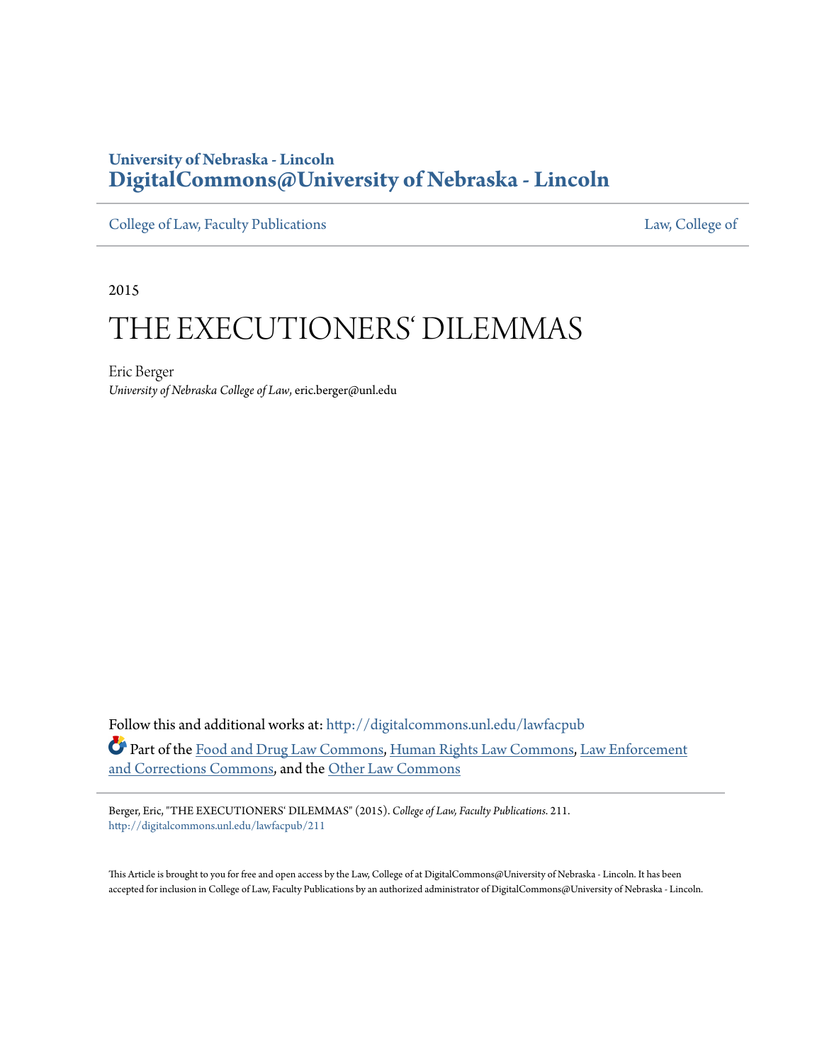**University of Nebraska - Lincoln**
**DigitalCommons@University of Nebraska - Lincoln**

College of Law, Faculty Publications | Law, College of

2015

# THE EXECUTIONERS' DILEMMAS

Eric Berger
*University of Nebraska College of Law*, eric.berger@unl.edu

Follow this and additional works at: http://digitalcommons.unl.edu/lawfacpub

Part of the Food and Drug Law Commons, Human Rights Law Commons, Law Enforcement and Corrections Commons, and the Other Law Commons

Berger, Eric, "THE EXECUTIONERS' DILEMMAS" (2015). *College of Law, Faculty Publications*. 211.
http://digitalcommons.unl.edu/lawfacpub/211

This Article is brought to you for free and open access by the Law, College of at DigitalCommons@University of Nebraska - Lincoln. It has been accepted for inclusion in College of Law, Faculty Publications by an authorized administrator of DigitalCommons@University of Nebraska - Lincoln.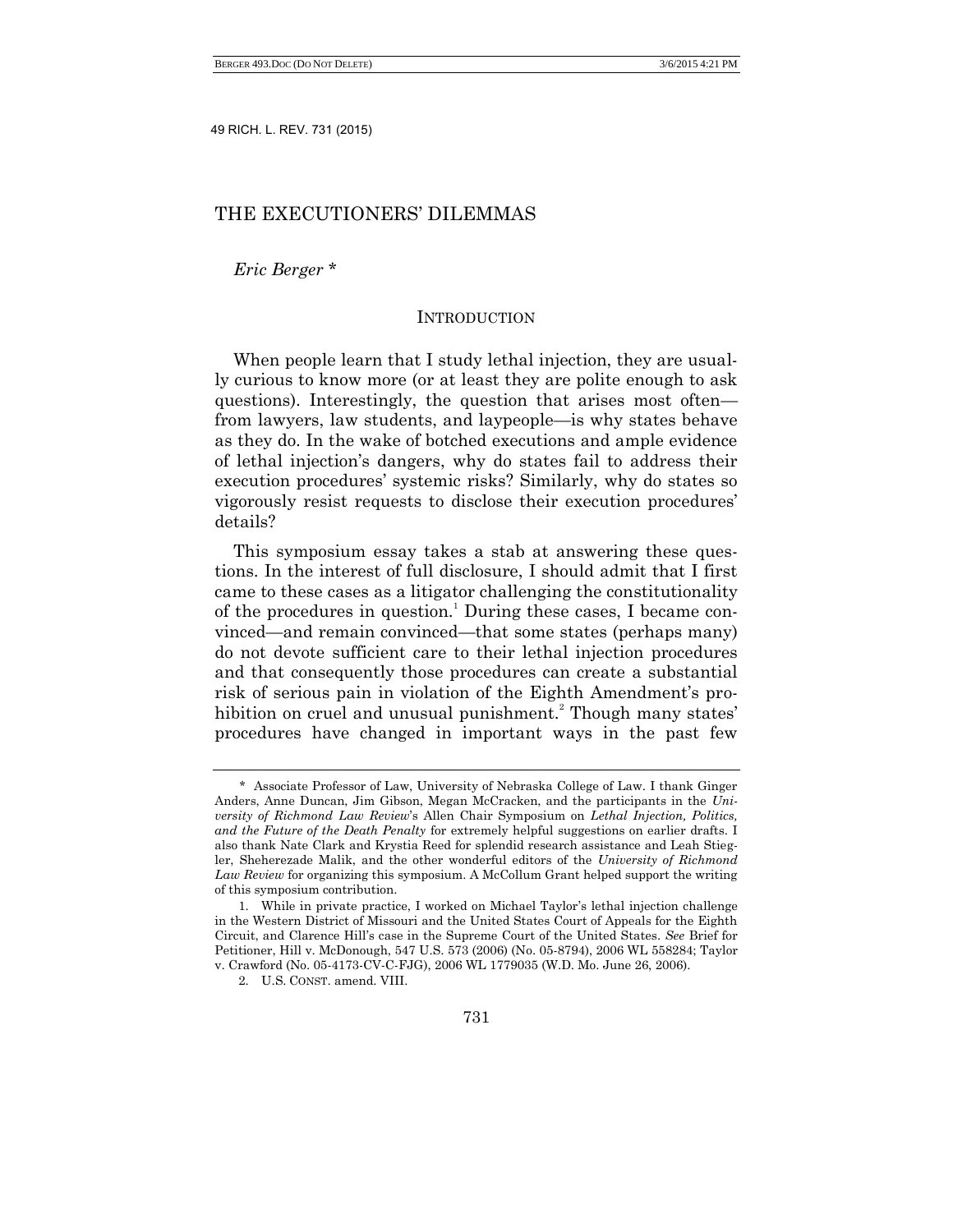# THE EXECUTIONERS' DILEMMAS

*Eric Berger* *

## INTRODUCTION

When people learn that I study lethal injection, they are usually curious to know more (or at least they are polite enough to ask questions). Interestingly, the question that arises most often—from lawyers, law students, and laypeople—is why states behave as they do. In the wake of botched executions and ample evidence of lethal injection's dangers, why do states fail to address their execution procedures' systemic risks? Similarly, why do states so vigorously resist requests to disclose their execution procedures' details?

This symposium essay takes a stab at answering these questions. In the interest of full disclosure, I should admit that I first came to these cases as a litigator challenging the constitutionality of the procedures in question.[1] During these cases, I became convinced—and remain convinced—that some states (perhaps many) do not devote sufficient care to their lethal injection procedures and that consequently those procedures can create a substantial risk of serious pain in violation of the Eighth Amendment's prohibition on cruel and unusual punishment.[2] Though many states' procedures have changed in important ways in the past few

---

\* Associate Professor of Law, University of Nebraska College of Law. I thank Ginger Anders, Anne Duncan, Jim Gibson, Megan McCracken, and the participants in the *University of Richmond Law Review*'s Allen Chair Symposium on *Lethal Injection, Politics, and the Future of the Death Penalty* for extremely helpful suggestions on earlier drafts. I also thank Nate Clark and Krystia Reed for splendid research assistance and Leah Stiegler, Sheherezade Malik, and the other wonderful editors of the *University of Richmond Law Review* for organizing this symposium. A McCollum Grant helped support the writing of this symposium contribution.

1. While in private practice, I worked on Michael Taylor's lethal injection challenge in the Western District of Missouri and the United States Court of Appeals for the Eighth Circuit, and Clarence Hill's case in the Supreme Court of the United States. *See* Brief for Petitioner, Hill v. McDonough, 547 U.S. 573 (2006) (No. 05-8794), 2006 WL 558284; Taylor v. Crawford (No. 05-4173-CV-C-FJG), 2006 WL 1779035 (W.D. Mo. June 26, 2006).

2. U.S. CONST. amend. VIII.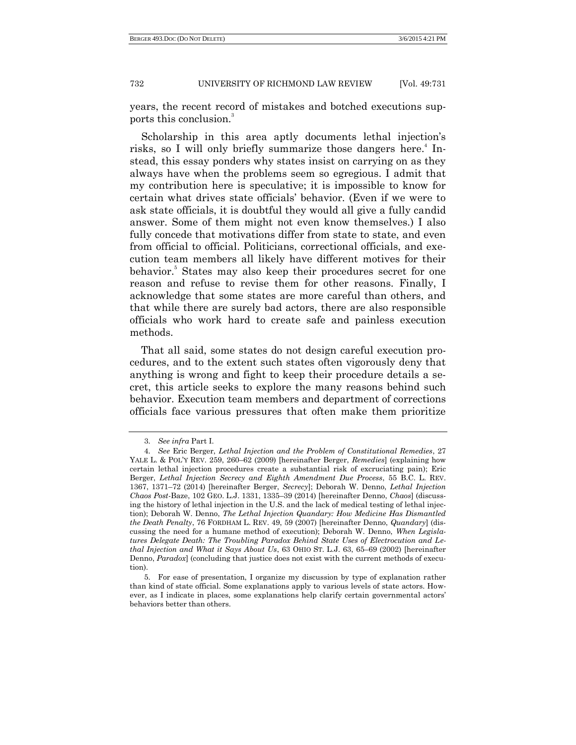years, the recent record of mistakes and botched executions supports this conclusion.[3]

Scholarship in this area aptly documents lethal injection's risks, so I will only briefly summarize those dangers here.[4] Instead, this essay ponders why states insist on carrying on as they always have when the problems seem so egregious. I admit that my contribution here is speculative; it is impossible to know for certain what drives state officials' behavior. (Even if we were to ask state officials, it is doubtful they would all give a fully candid answer. Some of them might not even know themselves.) I also fully concede that motivations differ from state to state, and even from official to official. Politicians, correctional officials, and execution team members all likely have different motives for their behavior.[5] States may also keep their procedures secret for one reason and refuse to revise them for other reasons. Finally, I acknowledge that some states are more careful than others, and that while there are surely bad actors, there are also responsible officials who work hard to create safe and painless execution methods.

That all said, some states do not design careful execution procedures, and to the extent such states often vigorously deny that anything is wrong and fight to keep their procedure details a secret, this article seeks to explore the many reasons behind such behavior. Execution team members and department of corrections officials face various pressures that often make them prioritize

---

3. *See infra* Part I.

4. *See* Eric Berger, *Lethal Injection and the Problem of Constitutional Remedies*, 27 YALE L. & POL'Y REV. 259, 260–62 (2009) [hereinafter Berger, *Remedies*] (explaining how certain lethal injection procedures create a substantial risk of excruciating pain); Eric Berger, *Lethal Injection Secrecy and Eighth Amendment Due Process*, 55 B.C. L. REV. 1367, 1371–72 (2014) [hereinafter Berger, *Secrecy*]; Deborah W. Denno, *Lethal Injection Chaos Post-*Baze, 102 GEO. L.J. 1331, 1335–39 (2014) [hereinafter Denno, *Chaos*] (discussing the history of lethal injection in the U.S. and the lack of medical testing of lethal injection); Deborah W. Denno, *The Lethal Injection Quandary: How Medicine Has Dismantled the Death Penalty*, 76 FORDHAM L. REV. 49, 59 (2007) [hereinafter Denno, *Quandary*] (discussing the need for a humane method of execution); Deborah W. Denno, *When Legislatures Delegate Death: The Troubling Paradox Behind State Uses of Electrocution and Lethal Injection and What it Says About Us*, 63 OHIO ST. L.J. 63, 65–69 (2002) [hereinafter Denno, *Paradox*] (concluding that justice does not exist with the current methods of execution).

5. For ease of presentation, I organize my discussion by type of explanation rather than kind of state official. Some explanations apply to various levels of state actors. However, as I indicate in places, some explanations help clarify certain governmental actors' behaviors better than others.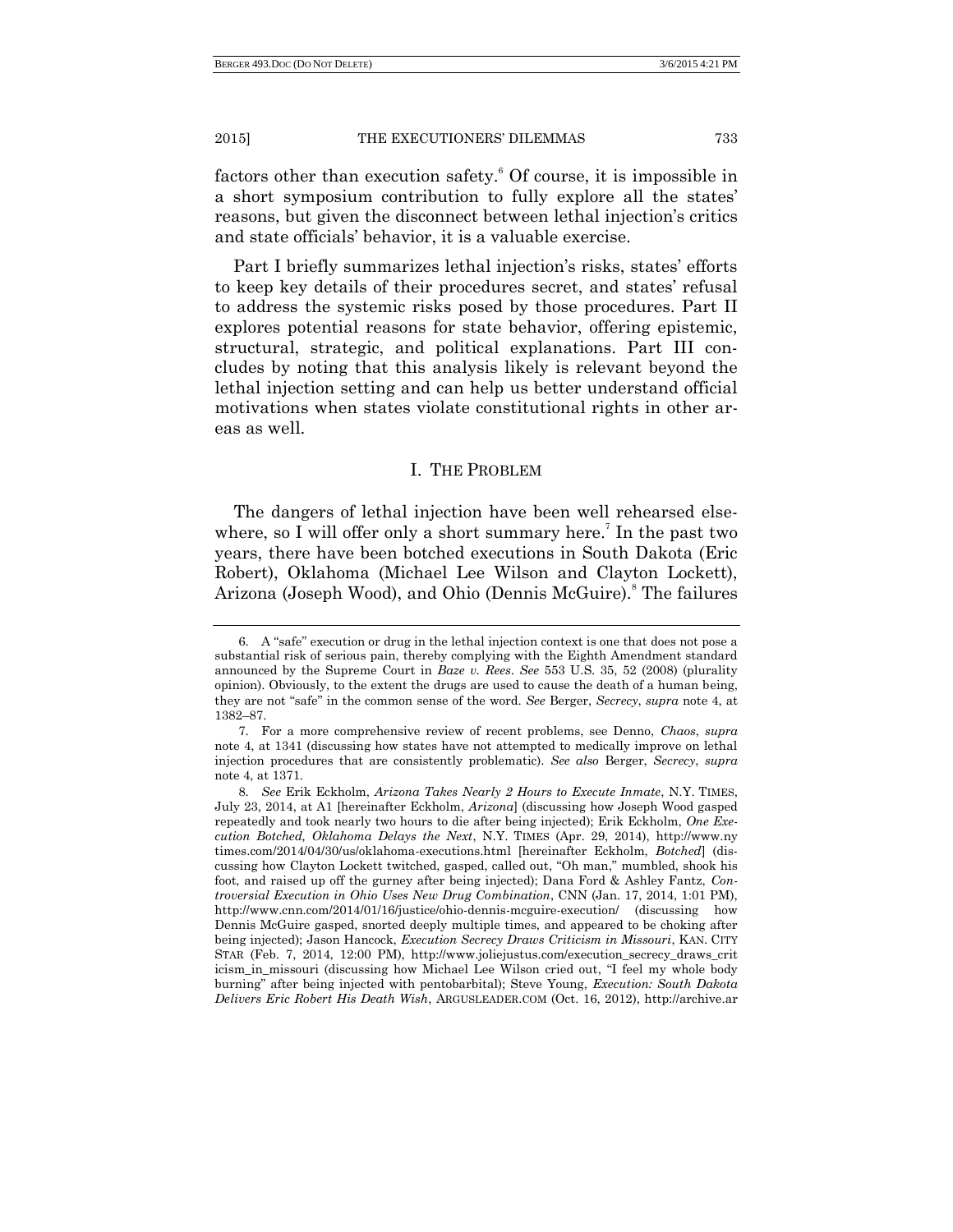factors other than execution safety.[6] Of course, it is impossible in a short symposium contribution to fully explore all the states' reasons, but given the disconnect between lethal injection's critics and state officials' behavior, it is a valuable exercise.

Part I briefly summarizes lethal injection's risks, states' efforts to keep key details of their procedures secret, and states' refusal to address the systemic risks posed by those procedures. Part II explores potential reasons for state behavior, offering epistemic, structural, strategic, and political explanations. Part III concludes by noting that this analysis likely is relevant beyond the lethal injection setting and can help us better understand official motivations when states violate constitutional rights in other areas as well.

## I. THE PROBLEM

The dangers of lethal injection have been well rehearsed elsewhere, so I will offer only a short summary here.[7] In the past two years, there have been botched executions in South Dakota (Eric Robert), Oklahoma (Michael Lee Wilson and Clayton Lockett), Arizona (Joseph Wood), and Ohio (Dennis McGuire).[8] The failures

---

6. A "safe" execution or drug in the lethal injection context is one that does not pose a substantial risk of serious pain, thereby complying with the Eighth Amendment standard announced by the Supreme Court in *Baze v. Rees*. *See* 553 U.S. 35, 52 (2008) (plurality opinion). Obviously, to the extent the drugs are used to cause the death of a human being, they are not "safe" in the common sense of the word. *See* Berger, *Secrecy*, *supra* note 4, at 1382–87.

7. For a more comprehensive review of recent problems, see Denno, *Chaos*, *supra* note 4, at 1341 (discussing how states have not attempted to medically improve on lethal injection procedures that are consistently problematic). *See also* Berger, *Secrecy*, *supra* note 4, at 1371.

8. *See* Erik Eckholm, *Arizona Takes Nearly 2 Hours to Execute Inmate*, N.Y. TIMES, July 23, 2014, at A1 [hereinafter Eckholm, *Arizona*] (discussing how Joseph Wood gasped repeatedly and took nearly two hours to die after being injected); Erik Eckholm, *One Execution Botched, Oklahoma Delays the Next*, N.Y. TIMES (Apr. 29, 2014), http://www.nytimes.com/2014/04/30/us/oklahoma-executions.html [hereinafter Eckholm, *Botched*] (discussing how Clayton Lockett twitched, gasped, called out, "Oh man," mumbled, shook his foot, and raised up off the gurney after being injected); Dana Ford & Ashley Fantz, *Controversial Execution in Ohio Uses New Drug Combination*, CNN (Jan. 17, 2014, 1:01 PM), http://www.cnn.com/2014/01/16/justice/ohio-dennis-mcguire-execution/ (discussing how Dennis McGuire gasped, snorted deeply multiple times, and appeared to be choking after being injected); Jason Hancock, *Execution Secrecy Draws Criticism in Missouri*, KAN. CITY STAR (Feb. 7, 2014, 12:00 PM), http://www.joliejustus.com/execution_secrecy_draws_criticism_in_missouri (discussing how Michael Lee Wilson cried out, "I feel my whole body burning" after being injected with pentobarbital); Steve Young, *Execution: South Dakota Delivers Eric Robert His Death Wish*, ARGUSLEADER.COM (Oct. 16, 2012), http://archive.ar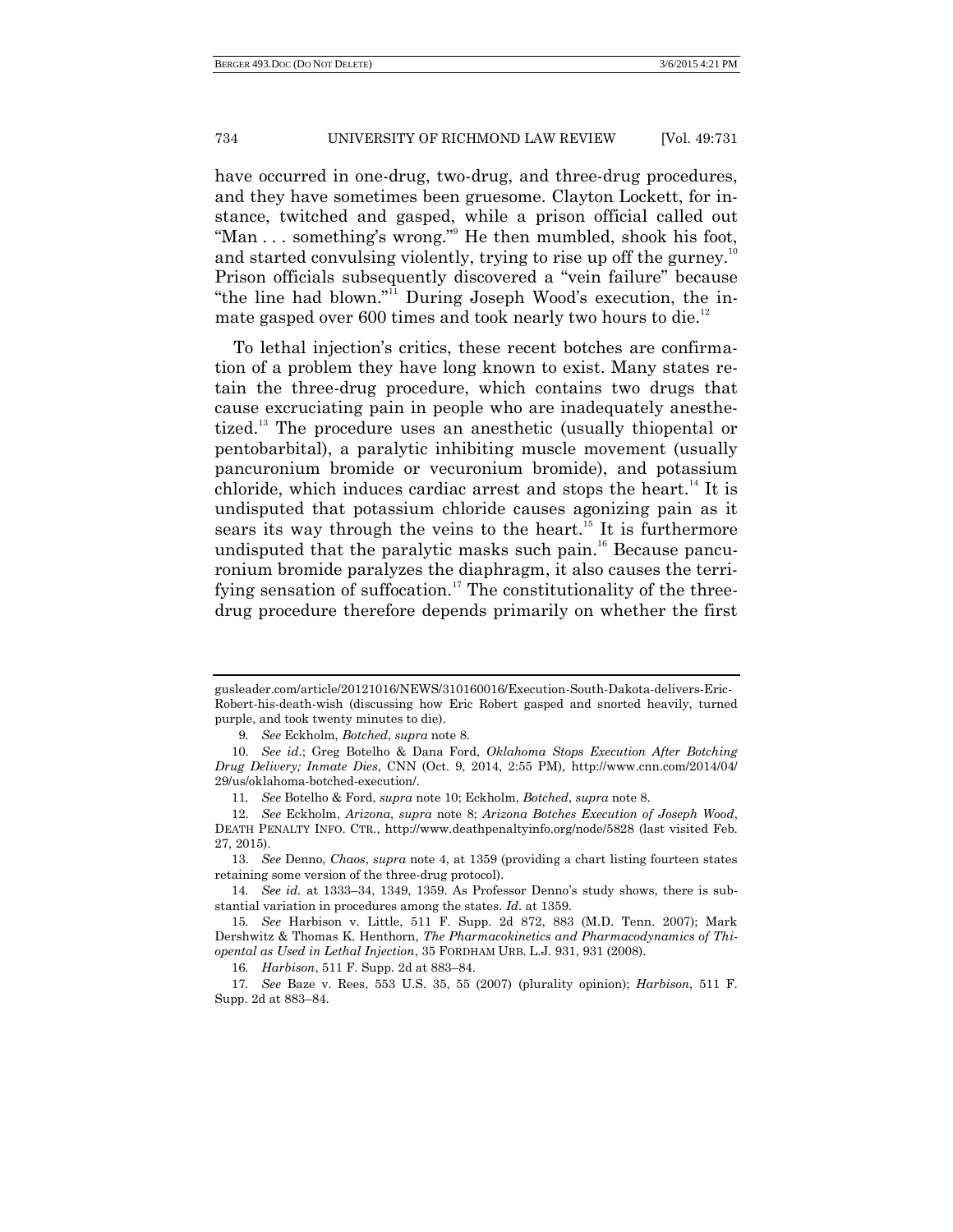have occurred in one-drug, two-drug, and three-drug procedures, and they have sometimes been gruesome. Clayton Lockett, for instance, twitched and gasped, while a prison official called out "Man . . . something's wrong."[9] He then mumbled, shook his foot, and started convulsing violently, trying to rise up off the gurney.[10] Prison officials subsequently discovered a "vein failure" because "the line had blown."[11] During Joseph Wood's execution, the inmate gasped over 600 times and took nearly two hours to die.[12]

To lethal injection's critics, these recent botches are confirmation of a problem they have long known to exist. Many states retain the three-drug procedure, which contains two drugs that cause excruciating pain in people who are inadequately anesthetized.[13] The procedure uses an anesthetic (usually thiopental or pentobarbital), a paralytic inhibiting muscle movement (usually pancuronium bromide or vecuronium bromide), and potassium chloride, which induces cardiac arrest and stops the heart.[14] It is undisputed that potassium chloride causes agonizing pain as it sears its way through the veins to the heart.[15] It is furthermore undisputed that the paralytic masks such pain.[16] Because pancuronium bromide paralyzes the diaphragm, it also causes the terrifying sensation of suffocation.[17] The constitutionality of the three-drug procedure therefore depends primarily on whether the first

---

gusleader.com/article/20121016/NEWS/310160016/Execution-South-Dakota-delivers-Eric-Robert-his-death-wish (discussing how Eric Robert gasped and snorted heavily, turned purple, and took twenty minutes to die).

9. *See* Eckholm, *Botched*, *supra* note 8.

10. *See id.*; Greg Botelho & Dana Ford, *Oklahoma Stops Execution After Botching Drug Delivery; Inmate Dies*, CNN (Oct. 9, 2014, 2:55 PM), http://www.cnn.com/2014/04/29/us/oklahoma-botched-execution/.

11. *See* Botelho & Ford, *supra* note 10; Eckholm, *Botched*, *supra* note 8.

12. *See* Eckholm, *Arizona*, *supra* note 8; *Arizona Botches Execution of Joseph Wood*, DEATH PENALTY INFO. CTR., http://www.deathpenaltyinfo.org/node/5828 (last visited Feb. 27, 2015).

13. *See* Denno, *Chaos*, *supra* note 4, at 1359 (providing a chart listing fourteen states retaining some version of the three-drug protocol).

14. *See id.* at 1333–34, 1349, 1359. As Professor Denno's study shows, there is substantial variation in procedures among the states. *Id.* at 1359.

15. *See* Harbison v. Little, 511 F. Supp. 2d 872, 883 (M.D. Tenn. 2007); Mark Dershwitz & Thomas K. Henthorn, *The Pharmacokinetics and Pharmacodynamics of Thiopental as Used in Lethal Injection*, 35 FORDHAM URB. L.J. 931, 931 (2008).

16. *Harbison*, 511 F. Supp. 2d at 883–84.

17. *See* Baze v. Rees, 553 U.S. 35, 55 (2007) (plurality opinion); *Harbison*, 511 F. Supp. 2d at 883–84.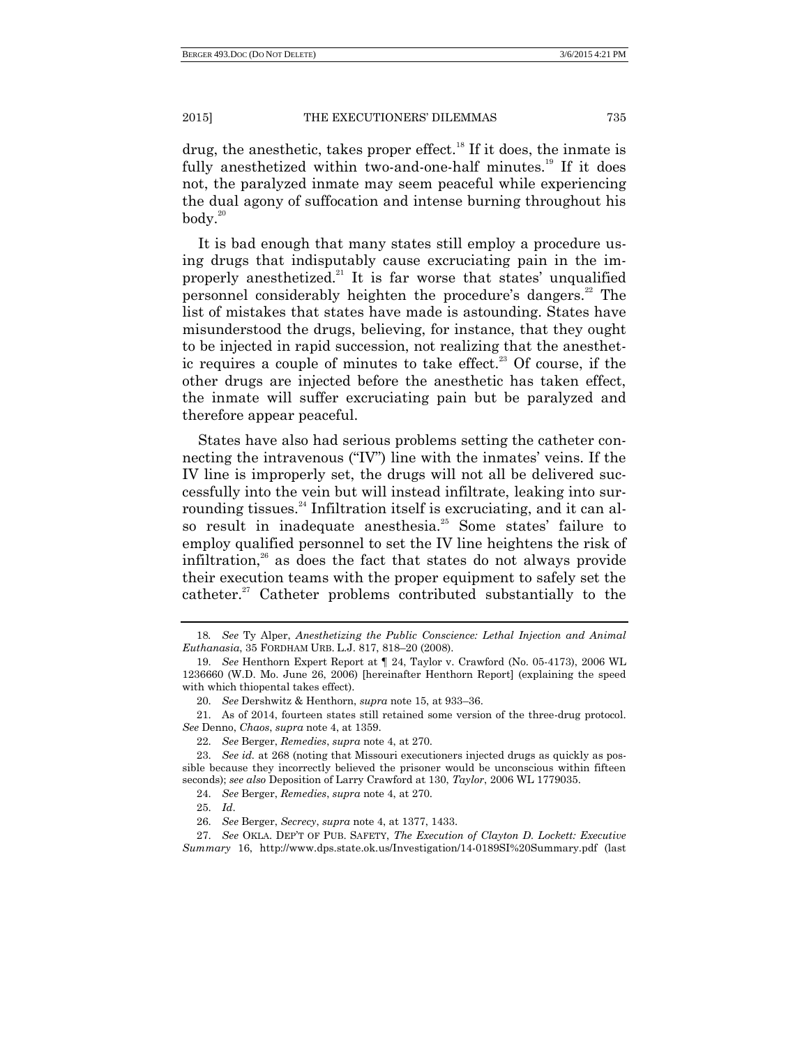drug, the anesthetic, takes proper effect.[18] If it does, the inmate is fully anesthetized within two-and-one-half minutes.[19] If it does not, the paralyzed inmate may seem peaceful while experiencing the dual agony of suffocation and intense burning throughout his body.[20]

It is bad enough that many states still employ a procedure using drugs that indisputably cause excruciating pain in the improperly anesthetized.[21] It is far worse that states' unqualified personnel considerably heighten the procedure's dangers.[22] The list of mistakes that states have made is astounding. States have misunderstood the drugs, believing, for instance, that they ought to be injected in rapid succession, not realizing that the anesthetic requires a couple of minutes to take effect.[23] Of course, if the other drugs are injected before the anesthetic has taken effect, the inmate will suffer excruciating pain but be paralyzed and therefore appear peaceful.

States have also had serious problems setting the catheter connecting the intravenous ("IV") line with the inmates' veins. If the IV line is improperly set, the drugs will not all be delivered successfully into the vein but will instead infiltrate, leaking into surrounding tissues.[24] Infiltration itself is excruciating, and it can also result in inadequate anesthesia.[25] Some states' failure to employ qualified personnel to set the IV line heightens the risk of infiltration,[26] as does the fact that states do not always provide their execution teams with the proper equipment to safely set the catheter.[27] Catheter problems contributed substantially to the

---

18. *See* Ty Alper, *Anesthetizing the Public Conscience: Lethal Injection and Animal Euthanasia*, 35 FORDHAM URB. L.J. 817, 818–20 (2008).

19. *See* Henthorn Expert Report at ¶ 24, Taylor v. Crawford (No. 05-4173), 2006 WL 1236660 (W.D. Mo. June 26, 2006) [hereinafter Henthorn Report] (explaining the speed with which thiopental takes effect).

20. *See* Dershwitz & Henthorn, *supra* note 15, at 933–36.

21. As of 2014, fourteen states still retained some version of the three-drug protocol. *See* Denno, *Chaos*, *supra* note 4, at 1359.

22. *See* Berger, *Remedies*, *supra* note 4, at 270.

23. *See id.* at 268 (noting that Missouri executioners injected drugs as quickly as possible because they incorrectly believed the prisoner would be unconscious within fifteen seconds); *see also* Deposition of Larry Crawford at 130, *Taylor*, 2006 WL 1779035.

24. *See* Berger, *Remedies*, *supra* note 4, at 270.

25. *Id*.

26. *See* Berger, *Secrecy*, *supra* note 4, at 1377, 1433.

27. *See* OKLA. DEP'T OF PUB. SAFETY, *The Execution of Clayton D. Lockett: Executive Summary* 16, http://www.dps.state.ok.us/Investigation/14-0189SI%20Summary.pdf (last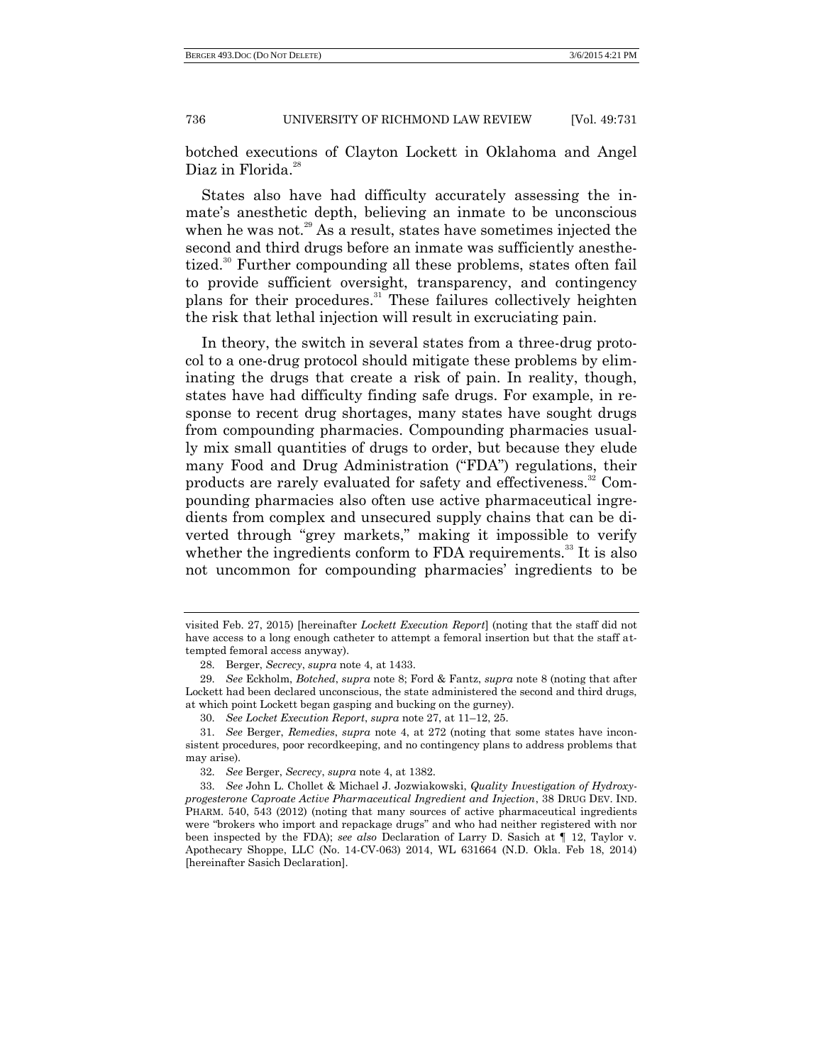botched executions of Clayton Lockett in Oklahoma and Angel Diaz in Florida.[28]

States also have had difficulty accurately assessing the inmate's anesthetic depth, believing an inmate to be unconscious when he was not.[29] As a result, states have sometimes injected the second and third drugs before an inmate was sufficiently anesthetized.[30] Further compounding all these problems, states often fail to provide sufficient oversight, transparency, and contingency plans for their procedures.[31] These failures collectively heighten the risk that lethal injection will result in excruciating pain.

In theory, the switch in several states from a three-drug protocol to a one-drug protocol should mitigate these problems by eliminating the drugs that create a risk of pain. In reality, though, states have had difficulty finding safe drugs. For example, in response to recent drug shortages, many states have sought drugs from compounding pharmacies. Compounding pharmacies usually mix small quantities of drugs to order, but because they elude many Food and Drug Administration ("FDA") regulations, their products are rarely evaluated for safety and effectiveness.[32] Compounding pharmacies also often use active pharmaceutical ingredients from complex and unsecured supply chains that can be diverted through "grey markets," making it impossible to verify whether the ingredients conform to FDA requirements.[33] It is also not uncommon for compounding pharmacies' ingredients to be

---

visited Feb. 27, 2015) [hereinafter *Lockett Execution Report*] (noting that the staff did not have access to a long enough catheter to attempt a femoral insertion but that the staff attempted femoral access anyway).

28. Berger, *Secrecy*, *supra* note 4, at 1433.

29. *See* Eckholm, *Botched*, *supra* note 8; Ford & Fantz, *supra* note 8 (noting that after Lockett had been declared unconscious, the state administered the second and third drugs, at which point Lockett began gasping and bucking on the gurney).

30. *See Locket Execution Report*, *supra* note 27, at 11–12, 25.

31. *See* Berger, *Remedies*, *supra* note 4, at 272 (noting that some states have inconsistent procedures, poor recordkeeping, and no contingency plans to address problems that may arise).

32. *See* Berger, *Secrecy*, *supra* note 4, at 1382.

33. *See* John L. Chollet & Michael J. Jozwiakowski, *Quality Investigation of Hydroxyprogesterone Caproate Active Pharmaceutical Ingredient and Injection*, 38 DRUG DEV. IND. PHARM. 540, 543 (2012) (noting that many sources of active pharmaceutical ingredients were "brokers who import and repackage drugs" and who had neither registered with nor been inspected by the FDA); *see also* Declaration of Larry D. Sasich at ¶ 12, Taylor v. Apothecary Shoppe, LLC (No. 14-CV-063) 2014, WL 631664 (N.D. Okla. Feb 18, 2014) [hereinafter Sasich Declaration].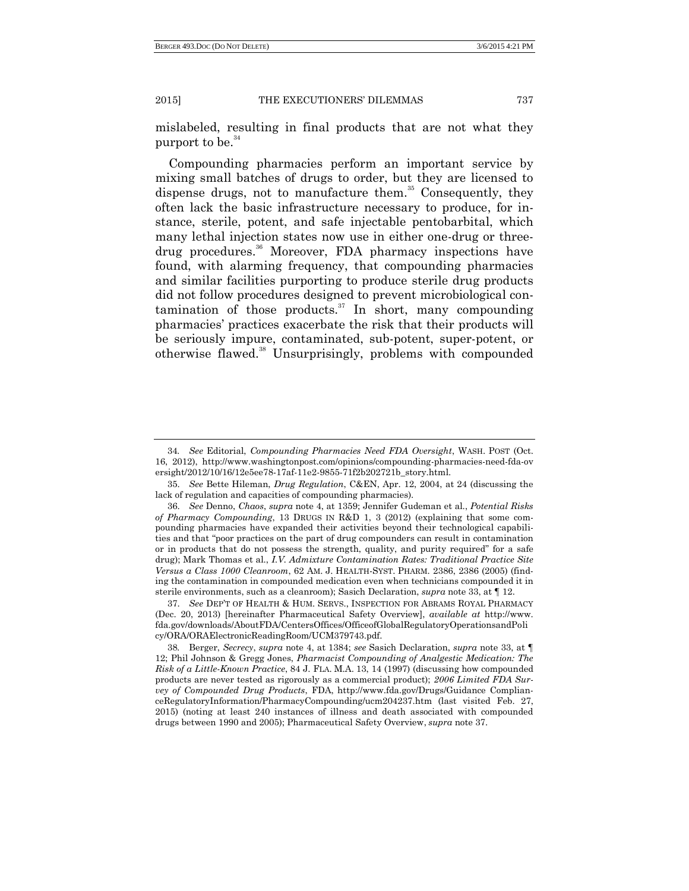mislabeled, resulting in final products that are not what they purport to be.[34]

Compounding pharmacies perform an important service by mixing small batches of drugs to order, but they are licensed to dispense drugs, not to manufacture them.[35] Consequently, they often lack the basic infrastructure necessary to produce, for instance, sterile, potent, and safe injectable pentobarbital, which many lethal injection states now use in either one-drug or three-drug procedures.[36] Moreover, FDA pharmacy inspections have found, with alarming frequency, that compounding pharmacies and similar facilities purporting to produce sterile drug products did not follow procedures designed to prevent microbiological contamination of those products.[37] In short, many compounding pharmacies' practices exacerbate the risk that their products will be seriously impure, contaminated, sub-potent, super-potent, or otherwise flawed.[38] Unsurprisingly, problems with compounded

---

34. *See* Editorial, *Compounding Pharmacies Need FDA Oversight*, WASH. POST (Oct. 16, 2012), http://www.washingtonpost.com/opinions/compounding-pharmacies-need-fda-oversight/2012/10/16/12e5ee78-17af-11e2-9855-71f2b202721b_story.html.

35. *See* Bette Hileman, *Drug Regulation*, C&EN, Apr. 12, 2004, at 24 (discussing the lack of regulation and capacities of compounding pharmacies).

36. *See* Denno, *Chaos*, *supra* note 4, at 1359; Jennifer Gudeman et al., *Potential Risks of Pharmacy Compounding*, 13 DRUGS IN R&D 1, 3 (2012) (explaining that some compounding pharmacies have expanded their activities beyond their technological capabilities and that "poor practices on the part of drug compounders can result in contamination or in products that do not possess the strength, quality, and purity required" for a safe drug); Mark Thomas et al., *I.V. Admixture Contamination Rates: Traditional Practice Site Versus a Class 1000 Cleanroom*, 62 AM. J. HEALTH-SYST. PHARM. 2386, 2386 (2005) (finding the contamination in compounded medication even when technicians compounded it in sterile environments, such as a cleanroom); Sasich Declaration, *supra* note 33, at ¶ 12.

37. *See* DEP'T OF HEALTH & HUM. SERVS., INSPECTION FOR ABRAMS ROYAL PHARMACY (Dec. 20, 2013) [hereinafter Pharmaceutical Safety Overview], *available at* http://www.fda.gov/downloads/AboutFDA/CentersOffices/OfficeofGlobalRegulatoryOperationsandPolicy/ORA/ORAElectronicReadingRoom/UCM379743.pdf.

38. Berger, *Secrecy*, *supra* note 4, at 1384; *see* Sasich Declaration, *supra* note 33, at ¶ 12; Phil Johnson & Gregg Jones, *Pharmacist Compounding of Analgestic Medication: The Risk of a Little-Known Practice*, 84 J. FLA. M.A. 13, 14 (1997) (discussing how compounded products are never tested as rigorously as a commercial product); *2006 Limited FDA Survey of Compounded Drug Products*, FDA, http://www.fda.gov/Drugs/GuidanceComplianceRegulatoryInformation/PharmacyCompounding/ucm204237.htm (last visited Feb. 27, 2015) (noting at least 240 instances of illness and death associated with compounded drugs between 1990 and 2005); Pharmaceutical Safety Overview, *supra* note 37.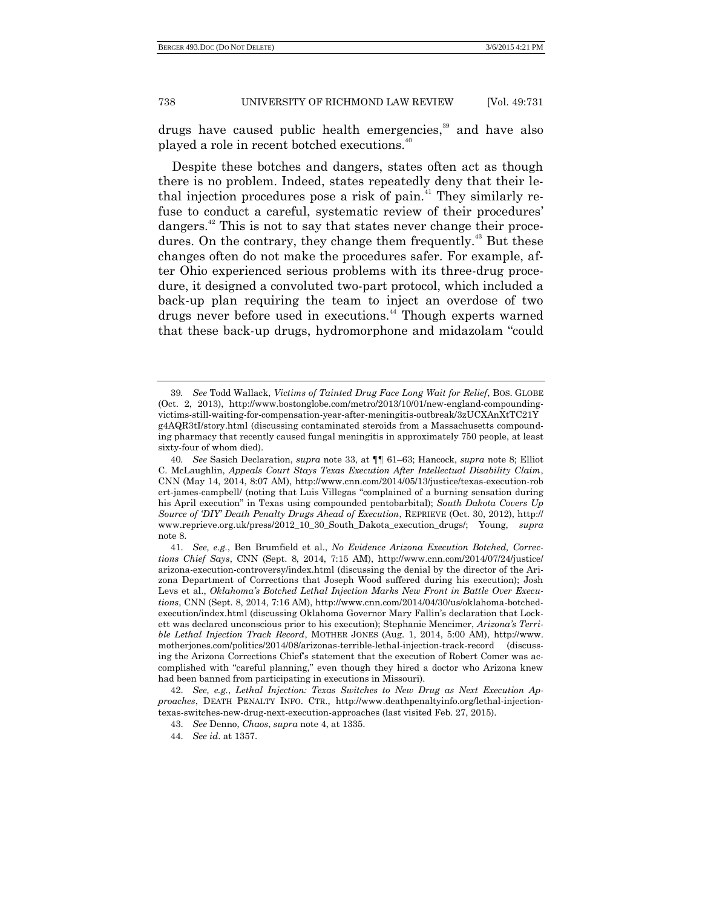drugs have caused public health emergencies,[39] and have also played a role in recent botched executions.[40]

Despite these botches and dangers, states often act as though there is no problem. Indeed, states repeatedly deny that their lethal injection procedures pose a risk of pain.[41] They similarly refuse to conduct a careful, systematic review of their procedures' dangers.[42] This is not to say that states never change their procedures. On the contrary, they change them frequently.[43] But these changes often do not make the procedures safer. For example, after Ohio experienced serious problems with its three-drug procedure, it designed a convoluted two-part protocol, which included a back-up plan requiring the team to inject an overdose of two drugs never before used in executions.[44] Though experts warned that these back-up drugs, hydromorphone and midazolam "could

---

39. *See* Todd Wallack, *Victims of Tainted Drug Face Long Wait for Relief*, BOS. GLOBE (Oct. 2, 2013), http://www.bostonglobe.com/metro/2013/10/01/new-england-compounding-victims-still-waiting-for-compensation-year-after-meningitis-outbreak/3zUCXAnXtTC21Yg4AQR3tI/story.html (discussing contaminated steroids from a Massachusetts compounding pharmacy that recently caused fungal meningitis in approximately 750 people, at least sixty-four of whom died).

40. *See* Sasich Declaration, *supra* note 33, at ¶¶ 61–63; Hancock, *supra* note 8; Elliot C. McLaughlin, *Appeals Court Stays Texas Execution After Intellectual Disability Claim*, CNN (May 14, 2014, 8:07 AM), http://www.cnn.com/2014/05/13/justice/texas-execution-robert-james-campbell/ (noting that Luis Villegas "complained of a burning sensation during his April execution" in Texas using compounded pentobarbital); *South Dakota Covers Up Source of 'DIY' Death Penalty Drugs Ahead of Execution*, REPRIEVE (Oct. 30, 2012), http://www.reprieve.org.uk/press/2012_10_30_South_Dakota_execution_drugs/; Young, *supra* note 8.

41. *See, e.g.*, Ben Brumfield et al., *No Evidence Arizona Execution Botched, Corrections Chief Says*, CNN (Sept. 8, 2014, 7:15 AM), http://www.cnn.com/2014/07/24/justice/arizona-execution-controversy/index.html (discussing the denial by the director of the Arizona Department of Corrections that Joseph Wood suffered during his execution); Josh Levs et al., *Oklahoma's Botched Lethal Injection Marks New Front in Battle Over Executions*, CNN (Sept. 8, 2014, 7:16 AM), http://www.cnn.com/2014/04/30/us/oklahoma-botched-execution/index.html (discussing Oklahoma Governor Mary Fallin's declaration that Lockett was declared unconscious prior to his execution); Stephanie Mencimer, *Arizona's Terrible Lethal Injection Track Record*, MOTHER JONES (Aug. 1, 2014, 5:00 AM), http://www.motherjones.com/politics/2014/08/arizonas-terrible-lethal-injection-track-record (discussing the Arizona Corrections Chief's statement that the execution of Robert Comer was accomplished with "careful planning," even though they hired a doctor who Arizona knew had been banned from participating in executions in Missouri).

42. *See, e.g.*, *Lethal Injection: Texas Switches to New Drug as Next Execution Approaches*, DEATH PENALTY INFO. CTR., http://www.deathpenaltyinfo.org/lethal-injection-texas-switches-new-drug-next-execution-approaches (last visited Feb. 27, 2015).

43. *See* Denno, *Chaos*, *supra* note 4, at 1335.

44. *See id.* at 1357.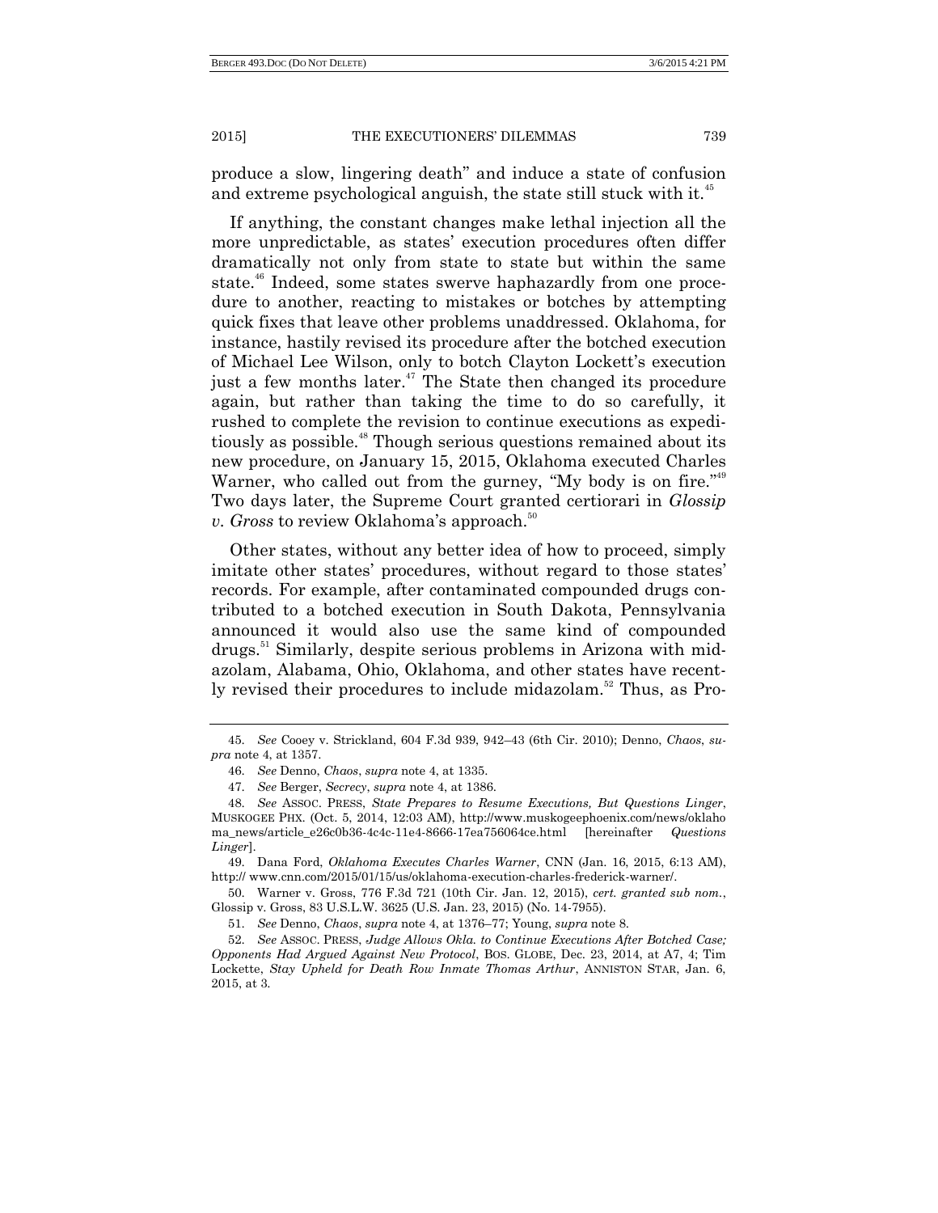produce a slow, lingering death" and induce a state of confusion and extreme psychological anguish, the state still stuck with it.[45]

If anything, the constant changes make lethal injection all the more unpredictable, as states' execution procedures often differ dramatically not only from state to state but within the same state.[46] Indeed, some states swerve haphazardly from one procedure to another, reacting to mistakes or botches by attempting quick fixes that leave other problems unaddressed. Oklahoma, for instance, hastily revised its procedure after the botched execution of Michael Lee Wilson, only to botch Clayton Lockett's execution just a few months later.[47] The State then changed its procedure again, but rather than taking the time to do so carefully, it rushed to complete the revision to continue executions as expeditiously as possible.[48] Though serious questions remained about its new procedure, on January 15, 2015, Oklahoma executed Charles Warner, who called out from the gurney, "My body is on fire."[49] Two days later, the Supreme Court granted certiorari in *Glossip v. Gross* to review Oklahoma's approach.[50]

Other states, without any better idea of how to proceed, simply imitate other states' procedures, without regard to those states' records. For example, after contaminated compounded drugs contributed to a botched execution in South Dakota, Pennsylvania announced it would also use the same kind of compounded drugs.[51] Similarly, despite serious problems in Arizona with midazolam, Alabama, Ohio, Oklahoma, and other states have recently revised their procedures to include midazolam.[52] Thus, as Pro-

---

45. *See* Cooey v. Strickland, 604 F.3d 939, 942–43 (6th Cir. 2010); Denno, *Chaos*, *supra* note 4, at 1357.

46. *See* Denno, *Chaos*, *supra* note 4, at 1335.

47. *See* Berger, *Secrecy*, *supra* note 4, at 1386.

48. *See* ASSOC. PRESS, *State Prepares to Resume Executions, But Questions Linger*, MUSKOGEE PHX. (Oct. 5, 2014, 12:03 AM), http://www.muskogeephoenix.com/news/oklahoma_news/article_e26c0b36-4c4c-11e4-8666-17ea756064ce.html [hereinafter *Questions Linger*].

49. Dana Ford, *Oklahoma Executes Charles Warner*, CNN (Jan. 16, 2015, 6:13 AM), http:// www.cnn.com/2015/01/15/us/oklahoma-execution-charles-frederick-warner/.

50. Warner v. Gross, 776 F.3d 721 (10th Cir. Jan. 12, 2015), *cert. granted sub nom.*, Glossip v. Gross, 83 U.S.L.W. 3625 (U.S. Jan. 23, 2015) (No. 14-7955).

51. *See* Denno, *Chaos*, *supra* note 4, at 1376–77; Young, *supra* note 8.

52. *See* ASSOC. PRESS, *Judge Allows Okla. to Continue Executions After Botched Case; Opponents Had Argued Against New Protocol*, BOS. GLOBE, Dec. 23, 2014, at A7, 4; Tim Lockette, *Stay Upheld for Death Row Inmate Thomas Arthur*, ANNISTON STAR, Jan. 6, 2015, at 3.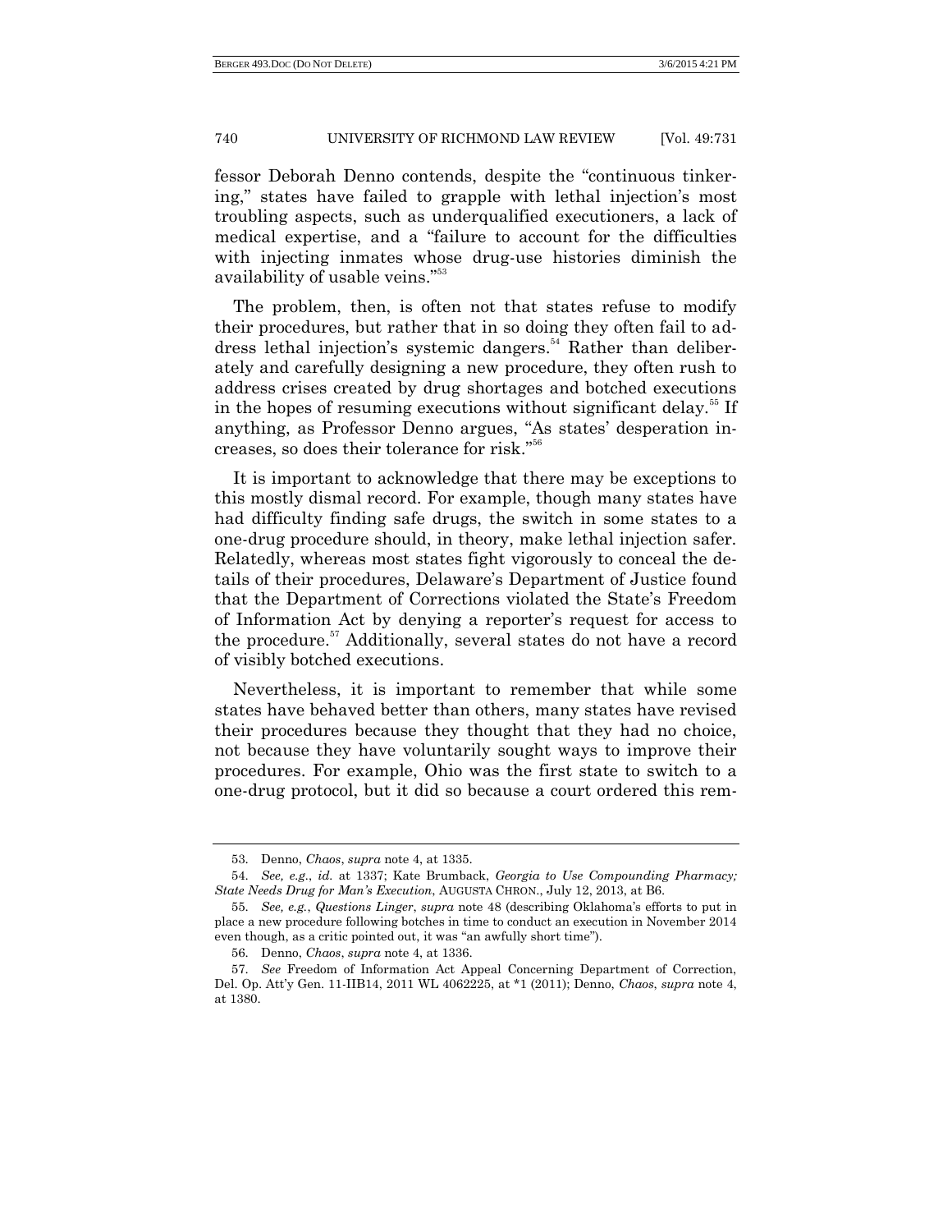fessor Deborah Denno contends, despite the "continuous tinkering," states have failed to grapple with lethal injection's most troubling aspects, such as underqualified executioners, a lack of medical expertise, and a "failure to account for the difficulties with injecting inmates whose drug-use histories diminish the availability of usable veins."[53]

The problem, then, is often not that states refuse to modify their procedures, but rather that in so doing they often fail to address lethal injection's systemic dangers.[54] Rather than deliberately and carefully designing a new procedure, they often rush to address crises created by drug shortages and botched executions in the hopes of resuming executions without significant delay.[55] If anything, as Professor Denno argues, "As states' desperation increases, so does their tolerance for risk."[56]

It is important to acknowledge that there may be exceptions to this mostly dismal record. For example, though many states have had difficulty finding safe drugs, the switch in some states to a one-drug procedure should, in theory, make lethal injection safer. Relatedly, whereas most states fight vigorously to conceal the details of their procedures, Delaware's Department of Justice found that the Department of Corrections violated the State's Freedom of Information Act by denying a reporter's request for access to the procedure.[57] Additionally, several states do not have a record of visibly botched executions.

Nevertheless, it is important to remember that while some states have behaved better than others, many states have revised their procedures because they thought that they had no choice, not because they have voluntarily sought ways to improve their procedures. For example, Ohio was the first state to switch to a one-drug protocol, but it did so because a court ordered this rem-

---

53. Denno, *Chaos*, *supra* note 4, at 1335.

54. *See, e.g.*, *id.* at 1337; Kate Brumback, *Georgia to Use Compounding Pharmacy; State Needs Drug for Man's Execution*, AUGUSTA CHRON., July 12, 2013, at B6.

55. *See, e.g.*, *Questions Linger*, *supra* note 48 (describing Oklahoma's efforts to put in place a new procedure following botches in time to conduct an execution in November 2014 even though, as a critic pointed out, it was "an awfully short time").

56. Denno, *Chaos*, *supra* note 4, at 1336.

57. *See* Freedom of Information Act Appeal Concerning Department of Correction, Del. Op. Att'y Gen. 11-IIB14, 2011 WL 4062225, at *1 (2011); Denno, *Chaos*, *supra* note 4, at 1380.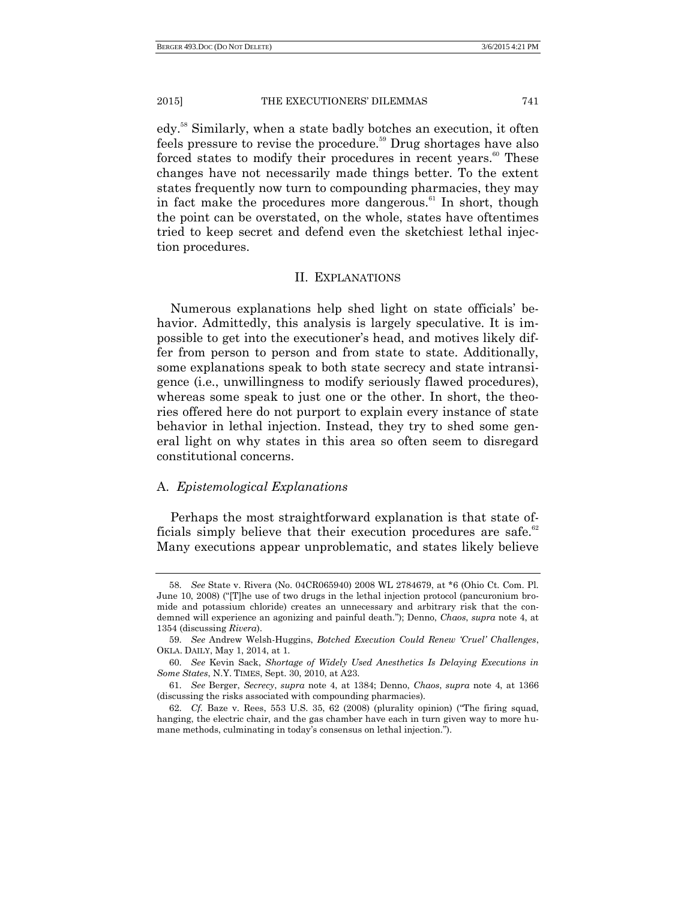edy.[58] Similarly, when a state badly botches an execution, it often feels pressure to revise the procedure.[59] Drug shortages have also forced states to modify their procedures in recent years.[60] These changes have not necessarily made things better. To the extent states frequently now turn to compounding pharmacies, they may in fact make the procedures more dangerous.[61] In short, though the point can be overstated, on the whole, states have oftentimes tried to keep secret and defend even the sketchiest lethal injection procedures.

## II. Explanations

Numerous explanations help shed light on state officials' behavior. Admittedly, this analysis is largely speculative. It is impossible to get into the executioner's head, and motives likely differ from person to person and from state to state. Additionally, some explanations speak to both state secrecy and state intransigence (i.e., unwillingness to modify seriously flawed procedures), whereas some speak to just one or the other. In short, the theories offered here do not purport to explain every instance of state behavior in lethal injection. Instead, they try to shed some general light on why states in this area so often seem to disregard constitutional concerns.

### A. *Epistemological Explanations*

Perhaps the most straightforward explanation is that state officials simply believe that their execution procedures are safe.[62] Many executions appear unproblematic, and states likely believe

---

58. *See* State v. Rivera (No. 04CR065940) 2008 WL 2784679, at \*6 (Ohio Ct. Com. Pl. June 10, 2008) ("[T]he use of two drugs in the lethal injection protocol (pancuronium bromide and potassium chloride) creates an unnecessary and arbitrary risk that the condemned will experience an agonizing and painful death."); Denno, *Chaos*, *supra* note 4, at 1354 (discussing *Rivera*).

59. *See* Andrew Welsh-Huggins, *Botched Execution Could Renew 'Cruel' Challenges*, OKLA. DAILY, May 1, 2014, at 1.

60. *See* Kevin Sack, *Shortage of Widely Used Anesthetics Is Delaying Executions in Some States*, N.Y. TIMES, Sept. 30, 2010, at A23.

61. *See* Berger, *Secrecy*, *supra* note 4, at 1384; Denno, *Chaos*, *supra* note 4, at 1366 (discussing the risks associated with compounding pharmacies).

62. *Cf.* Baze v. Rees, 553 U.S. 35, 62 (2008) (plurality opinion) ("The firing squad, hanging, the electric chair, and the gas chamber have each in turn given way to more humane methods, culminating in today's consensus on lethal injection.").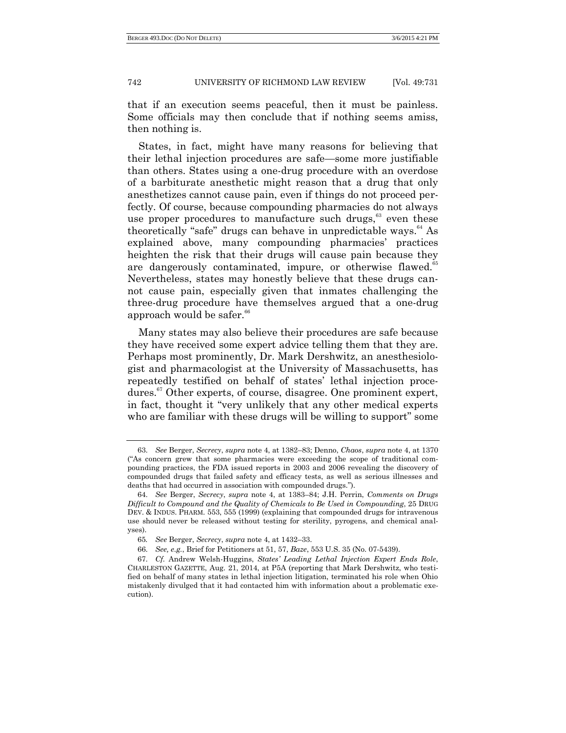that if an execution seems peaceful, then it must be painless. Some officials may then conclude that if nothing seems amiss, then nothing is.

States, in fact, might have many reasons for believing that their lethal injection procedures are safe—some more justifiable than others. States using a one-drug procedure with an overdose of a barbiturate anesthetic might reason that a drug that only anesthetizes cannot cause pain, even if things do not proceed perfectly. Of course, because compounding pharmacies do not always use proper procedures to manufacture such drugs,[63] even these theoretically "safe" drugs can behave in unpredictable ways.[64] As explained above, many compounding pharmacies' practices heighten the risk that their drugs will cause pain because they are dangerously contaminated, impure, or otherwise flawed.[65] Nevertheless, states may honestly believe that these drugs cannot cause pain, especially given that inmates challenging the three-drug procedure have themselves argued that a one-drug approach would be safer.[66]

Many states may also believe their procedures are safe because they have received some expert advice telling them that they are. Perhaps most prominently, Dr. Mark Dershwitz, an anesthesiologist and pharmacologist at the University of Massachusetts, has repeatedly testified on behalf of states' lethal injection procedures.[67] Other experts, of course, disagree. One prominent expert, in fact, thought it "very unlikely that any other medical experts who are familiar with these drugs will be willing to support" some

---

63. *See* Berger, *Secrecy*, *supra* note 4, at 1382–83; Denno, *Chaos*, *supra* note 4, at 1370 ("As concern grew that some pharmacies were exceeding the scope of traditional compounding practices, the FDA issued reports in 2003 and 2006 revealing the discovery of compounded drugs that failed safety and efficacy tests, as well as serious illnesses and deaths that had occurred in association with compounded drugs.").

64. *See* Berger, *Secrecy*, *supra* note 4, at 1383–84; J.H. Perrin, *Comments on Drugs Difficult to Compound and the Quality of Chemicals to Be Used in Compounding*, 25 DRUG DEV. & INDUS. PHARM. 553, 555 (1999) (explaining that compounded drugs for intravenous use should never be released without testing for sterility, pyrogens, and chemical analyses).

65. *See* Berger, *Secrecy*, *supra* note 4, at 1432–33.

66. *See, e.g.*, Brief for Petitioners at 51, 57, *Baze*, 553 U.S. 35 (No. 07-5439).

67. *Cf.* Andrew Welsh-Huggins, *States' Leading Lethal Injection Expert Ends Role*, CHARLESTON GAZETTE, Aug. 21, 2014, at P5A (reporting that Mark Dershwitz, who testified on behalf of many states in lethal injection litigation, terminated his role when Ohio mistakenly divulged that it had contacted him with information about a problematic execution).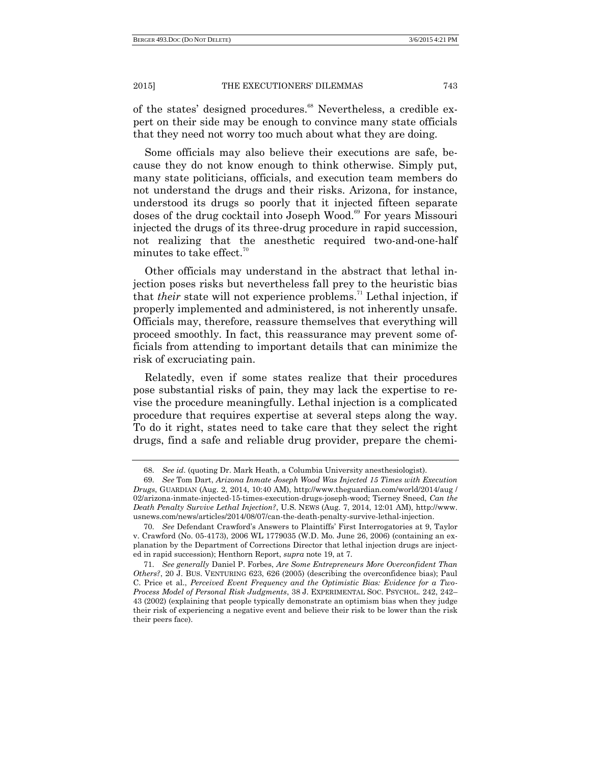of the states' designed procedures.[68] Nevertheless, a credible expert on their side may be enough to convince many state officials that they need not worry too much about what they are doing.

Some officials may also believe their executions are safe, because they do not know enough to think otherwise. Simply put, many state politicians, officials, and execution team members do not understand the drugs and their risks. Arizona, for instance, understood its drugs so poorly that it injected fifteen separate doses of the drug cocktail into Joseph Wood.[69] For years Missouri injected the drugs of its three-drug procedure in rapid succession, not realizing that the anesthetic required two-and-one-half minutes to take effect.[70]

Other officials may understand in the abstract that lethal injection poses risks but nevertheless fall prey to the heuristic bias that *their* state will not experience problems.[71] Lethal injection, if properly implemented and administered, is not inherently unsafe. Officials may, therefore, reassure themselves that everything will proceed smoothly. In fact, this reassurance may prevent some officials from attending to important details that can minimize the risk of excruciating pain.

Relatedly, even if some states realize that their procedures pose substantial risks of pain, they may lack the expertise to revise the procedure meaningfully. Lethal injection is a complicated procedure that requires expertise at several steps along the way. To do it right, states need to take care that they select the right drugs, find a safe and reliable drug provider, prepare the chemi-

---

68. *See id.* (quoting Dr. Mark Heath, a Columbia University anesthesiologist).

69. *See* Tom Dart, *Arizona Inmate Joseph Wood Was Injected 15 Times with Execution Drugs*, GUARDIAN (Aug. 2, 2014, 10:40 AM), http://www.theguardian.com/world/2014/aug/02/arizona-inmate-injected-15-times-execution-drugs-joseph-wood; Tierney Sneed, *Can the Death Penalty Survive Lethal Injection?*, U.S. NEWS (Aug. 7, 2014, 12:01 AM), http://www.usnews.com/news/articles/2014/08/07/can-the-death-penalty-survive-lethal-injection.

70. *See* Defendant Crawford's Answers to Plaintiffs' First Interrogatories at 9, Taylor v. Crawford (No. 05-4173), 2006 WL 1779035 (W.D. Mo. June 26, 2006) (containing an explanation by the Department of Corrections Director that lethal injection drugs are injected in rapid succession); Henthorn Report, *supra* note 19, at 7.

71. *See generally* Daniel P. Forbes, *Are Some Entrepreneurs More Overconfident Than Others?*, 20 J. BUS. VENTURING 623, 626 (2005) (describing the overconfidence bias); Paul C. Price et al., *Perceived Event Frequency and the Optimistic Bias: Evidence for a Two-Process Model of Personal Risk Judgments*, 38 J. EXPERIMENTAL SOC. PSYCHOL. 242, 242–43 (2002) (explaining that people typically demonstrate an optimism bias when they judge their risk of experiencing a negative event and believe their risk to be lower than the risk their peers face).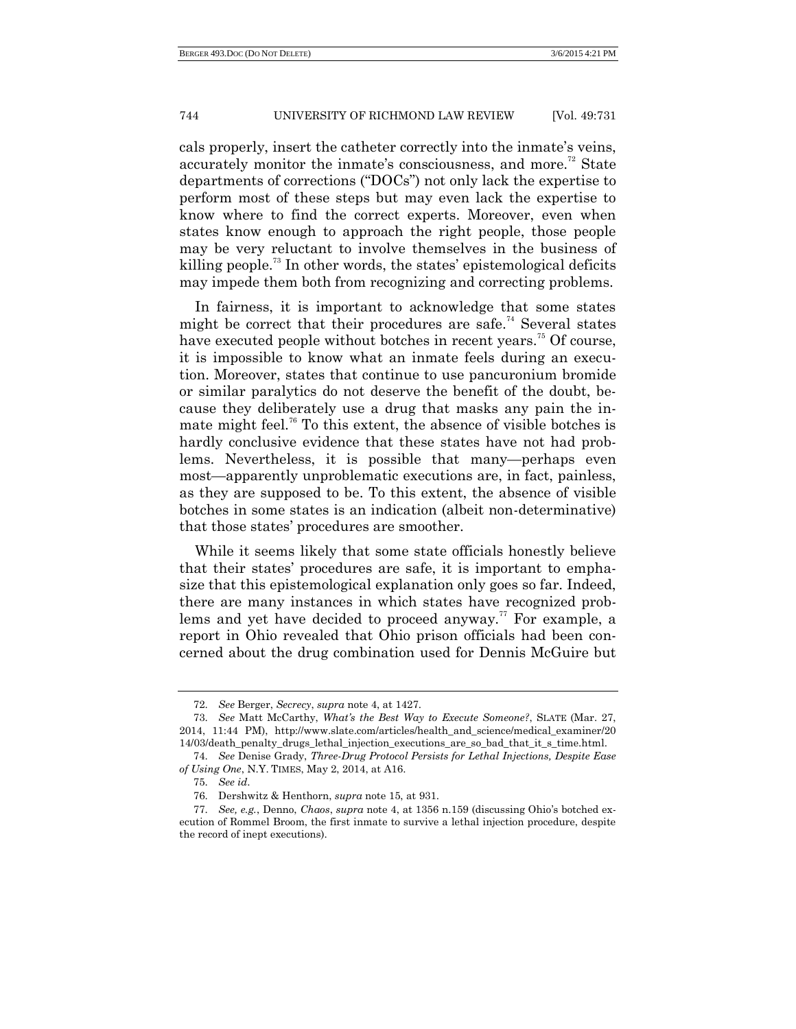cals properly, insert the catheter correctly into the inmate's veins, accurately monitor the inmate's consciousness, and more.[72] State departments of corrections ("DOCs") not only lack the expertise to perform most of these steps but may even lack the expertise to know where to find the correct experts. Moreover, even when states know enough to approach the right people, those people may be very reluctant to involve themselves in the business of killing people.[73] In other words, the states' epistemological deficits may impede them both from recognizing and correcting problems.

In fairness, it is important to acknowledge that some states might be correct that their procedures are safe.[74] Several states have executed people without botches in recent years.[75] Of course, it is impossible to know what an inmate feels during an execution. Moreover, states that continue to use pancuronium bromide or similar paralytics do not deserve the benefit of the doubt, because they deliberately use a drug that masks any pain the inmate might feel.[76] To this extent, the absence of visible botches is hardly conclusive evidence that these states have not had problems. Nevertheless, it is possible that many—perhaps even most—apparently unproblematic executions are, in fact, painless, as they are supposed to be. To this extent, the absence of visible botches in some states is an indication (albeit non-determinative) that those states' procedures are smoother.

While it seems likely that some state officials honestly believe that their states' procedures are safe, it is important to emphasize that this epistemological explanation only goes so far. Indeed, there are many instances in which states have recognized problems and yet have decided to proceed anyway.[77] For example, a report in Ohio revealed that Ohio prison officials had been concerned about the drug combination used for Dennis McGuire but

---

72. *See* Berger, *Secrecy*, *supra* note 4, at 1427.

73. *See* Matt McCarthy, *What's the Best Way to Execute Someone?*, SLATE (Mar. 27, 2014, 11:44 PM), http://www.slate.com/articles/health_and_science/medical_examiner/2014/03/death_penalty_drugs_lethal_injection_executions_are_so_bad_that_it_s_time.html.

74. *See* Denise Grady, *Three-Drug Protocol Persists for Lethal Injections, Despite Ease of Using One*, N.Y. TIMES, May 2, 2014, at A16.

75. *See id.*

76. Dershwitz & Henthorn, *supra* note 15, at 931.

77. *See, e.g.*, Denno, *Chaos*, *supra* note 4, at 1356 n.159 (discussing Ohio's botched execution of Rommel Broom, the first inmate to survive a lethal injection procedure, despite the record of inept executions).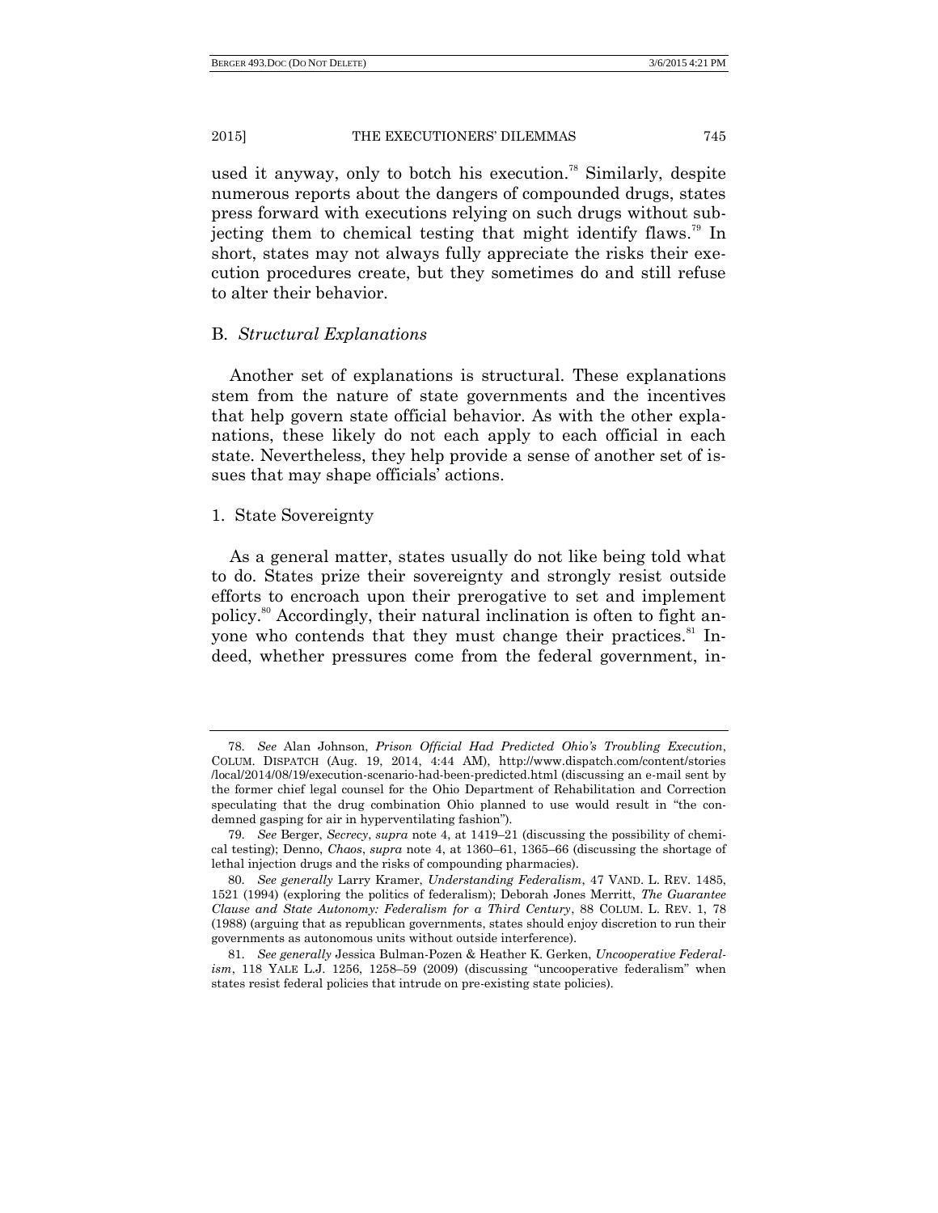used it anyway, only to botch his execution.[78] Similarly, despite numerous reports about the dangers of compounded drugs, states press forward with executions relying on such drugs without subjecting them to chemical testing that might identify flaws.[79] In short, states may not always fully appreciate the risks their execution procedures create, but they sometimes do and still refuse to alter their behavior.

## B. *Structural Explanations*

Another set of explanations is structural. These explanations stem from the nature of state governments and the incentives that help govern state official behavior. As with the other explanations, these likely do not each apply to each official in each state. Nevertheless, they help provide a sense of another set of issues that may shape officials' actions.

### 1. State Sovereignty

As a general matter, states usually do not like being told what to do. States prize their sovereignty and strongly resist outside efforts to encroach upon their prerogative to set and implement policy.[80] Accordingly, their natural inclination is often to fight anyone who contends that they must change their practices.[81] Indeed, whether pressures come from the federal government, in-

---

78. *See* Alan Johnson, *Prison Official Had Predicted Ohio's Troubling Execution*, COLUM. DISPATCH (Aug. 19, 2014, 4:44 AM), http://www.dispatch.com/content/stories/local/2014/08/19/execution-scenario-had-been-predicted.html (discussing an e-mail sent by the former chief legal counsel for the Ohio Department of Rehabilitation and Correction speculating that the drug combination Ohio planned to use would result in "the condemned gasping for air in hyperventilating fashion").

79. *See* Berger, *Secrecy*, *supra* note 4, at 1419–21 (discussing the possibility of chemical testing); Denno, *Chaos*, *supra* note 4, at 1360–61, 1365–66 (discussing the shortage of lethal injection drugs and the risks of compounding pharmacies).

80. *See generally* Larry Kramer, *Understanding Federalism*, 47 VAND. L. REV. 1485, 1521 (1994) (exploring the politics of federalism); Deborah Jones Merritt, *The Guarantee Clause and State Autonomy: Federalism for a Third Century*, 88 COLUM. L. REV. 1, 78 (1988) (arguing that as republican governments, states should enjoy discretion to run their governments as autonomous units without outside interference).

81. *See generally* Jessica Bulman-Pozen & Heather K. Gerken, *Uncooperative Federalism*, 118 YALE L.J. 1256, 1258–59 (2009) (discussing "uncooperative federalism" when states resist federal policies that intrude on pre-existing state policies).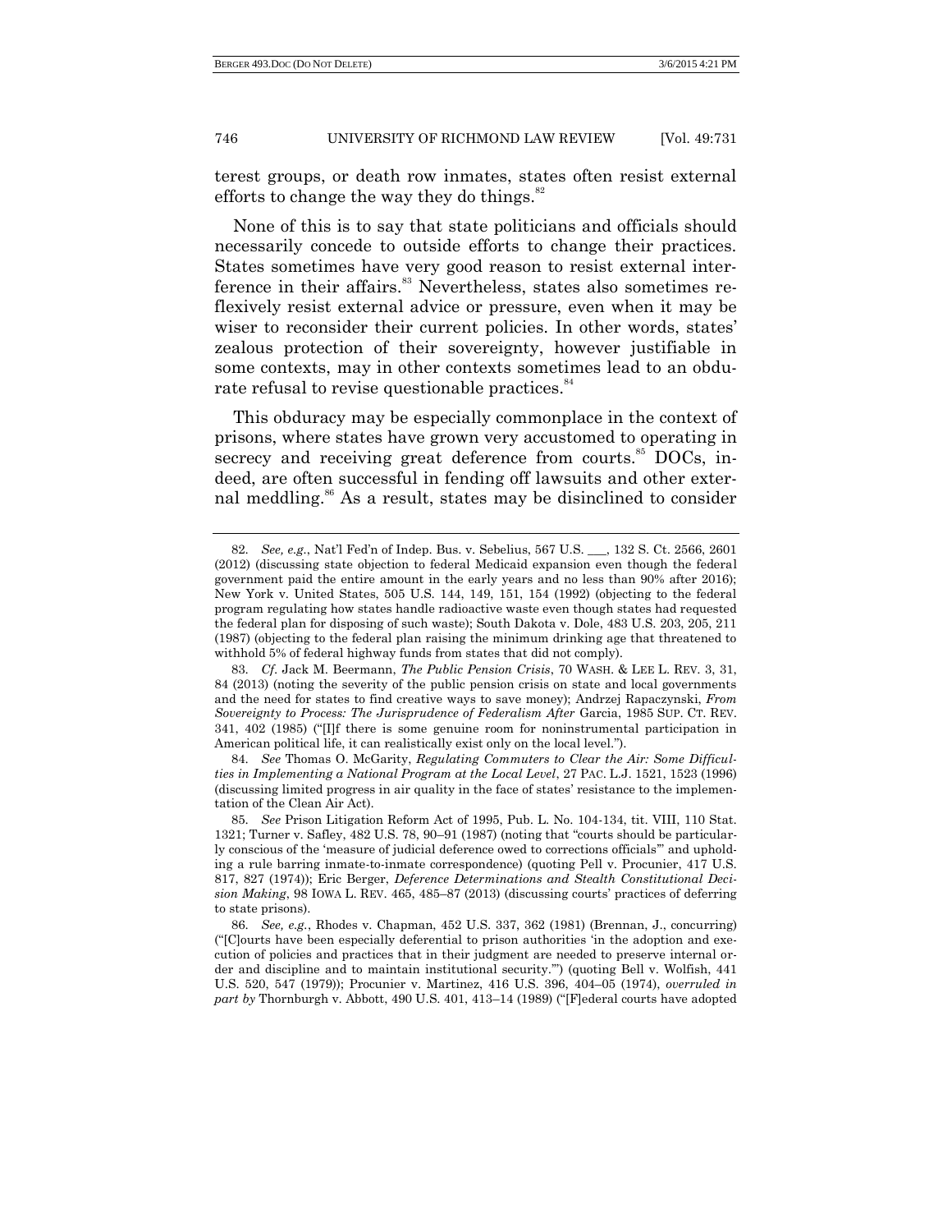terest groups, or death row inmates, states often resist external efforts to change the way they do things.[82]

None of this is to say that state politicians and officials should necessarily concede to outside efforts to change their practices. States sometimes have very good reason to resist external interference in their affairs.[83] Nevertheless, states also sometimes reflexively resist external advice or pressure, even when it may be wiser to reconsider their current policies. In other words, states' zealous protection of their sovereignty, however justifiable in some contexts, may in other contexts sometimes lead to an obdurate refusal to revise questionable practices.[84]

This obduracy may be especially commonplace in the context of prisons, where states have grown very accustomed to operating in secrecy and receiving great deference from courts.[85] DOCs, indeed, are often successful in fending off lawsuits and other external meddling.[86] As a result, states may be disinclined to consider

---

82. *See, e.g.*, Nat'l Fed'n of Indep. Bus. v. Sebelius, 567 U.S. ___, 132 S. Ct. 2566, 2601 (2012) (discussing state objection to federal Medicaid expansion even though the federal government paid the entire amount in the early years and no less than 90% after 2016); New York v. United States, 505 U.S. 144, 149, 151, 154 (1992) (objecting to the federal program regulating how states handle radioactive waste even though states had requested the federal plan for disposing of such waste); South Dakota v. Dole, 483 U.S. 203, 205, 211 (1987) (objecting to the federal plan raising the minimum drinking age that threatened to withhold 5% of federal highway funds from states that did not comply).

83. *Cf.* Jack M. Beermann, *The Public Pension Crisis*, 70 WASH. & LEE L. REV. 3, 31, 84 (2013) (noting the severity of the public pension crisis on state and local governments and the need for states to find creative ways to save money); Andrzej Rapaczynski, *From Sovereignty to Process: The Jurisprudence of Federalism After* Garcia, 1985 SUP. CT. REV. 341, 402 (1985) ("[I]f there is some genuine room for noninstrumental participation in American political life, it can realistically exist only on the local level.").

84. *See* Thomas O. McGarity, *Regulating Commuters to Clear the Air: Some Difficulties in Implementing a National Program at the Local Level*, 27 PAC. L.J. 1521, 1523 (1996) (discussing limited progress in air quality in the face of states' resistance to the implementation of the Clean Air Act).

85. *See* Prison Litigation Reform Act of 1995, Pub. L. No. 104-134, tit. VIII, 110 Stat. 1321; Turner v. Safley, 482 U.S. 78, 90–91 (1987) (noting that "courts should be particularly conscious of the 'measure of judicial deference owed to corrections officials'" and upholding a rule barring inmate-to-inmate correspondence) (quoting Pell v. Procunier, 417 U.S. 817, 827 (1974)); Eric Berger, *Deference Determinations and Stealth Constitutional Decision Making*, 98 IOWA L. REV. 465, 485–87 (2013) (discussing courts' practices of deferring to state prisons).

86. *See, e.g.*, Rhodes v. Chapman, 452 U.S. 337, 362 (1981) (Brennan, J., concurring) ("[C]ourts have been especially deferential to prison authorities 'in the adoption and execution of policies and practices that in their judgment are needed to preserve internal order and discipline and to maintain institutional security.'") (quoting Bell v. Wolfish, 441 U.S. 520, 547 (1979)); Procunier v. Martinez, 416 U.S. 396, 404–05 (1974), *overruled in part by* Thornburgh v. Abbott, 490 U.S. 401, 413–14 (1989) ("[F]ederal courts have adopted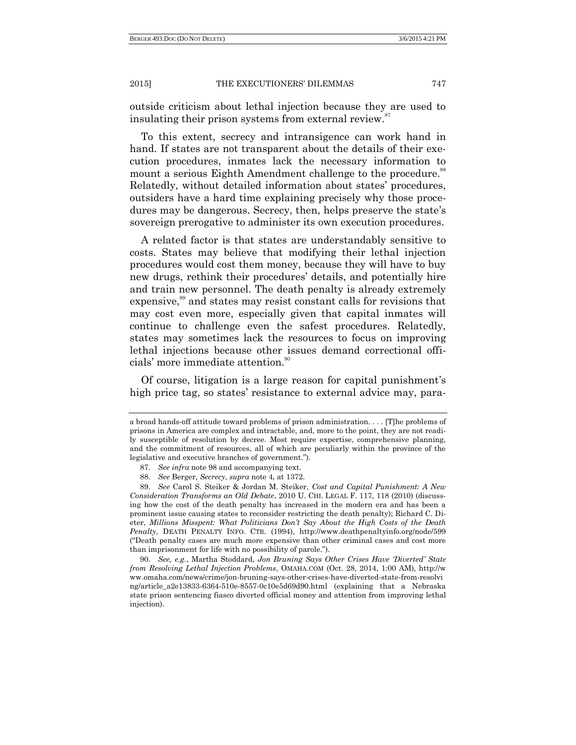outside criticism about lethal injection because they are used to insulating their prison systems from external review.[87]

To this extent, secrecy and intransigence can work hand in hand. If states are not transparent about the details of their execution procedures, inmates lack the necessary information to mount a serious Eighth Amendment challenge to the procedure.[88] Relatedly, without detailed information about states' procedures, outsiders have a hard time explaining precisely why those procedures may be dangerous. Secrecy, then, helps preserve the state's sovereign prerogative to administer its own execution procedures.

A related factor is that states are understandably sensitive to costs. States may believe that modifying their lethal injection procedures would cost them money, because they will have to buy new drugs, rethink their procedures' details, and potentially hire and train new personnel. The death penalty is already extremely expensive,[89] and states may resist constant calls for revisions that may cost even more, especially given that capital inmates will continue to challenge even the safest procedures. Relatedly, states may sometimes lack the resources to focus on improving lethal injections because other issues demand correctional officials' more immediate attention.[90]

Of course, litigation is a large reason for capital punishment's high price tag, so states' resistance to external advice may, para-

---

a broad hands-off attitude toward problems of prison administration. . . . [T]he problems of prisons in America are complex and intractable, and, more to the point, they are not readily susceptible of resolution by decree. Most require expertise, comprehensive planning, and the commitment of resources, all of which are peculiarly within the province of the legislative and executive branches of government.").

87. *See infra* note 98 and accompanying text.

88. *See* Berger, *Secrecy*, *supra* note 4, at 1372.

89. *See* Carol S. Steiker & Jordan M. Steiker, *Cost and Capital Punishment: A New Consideration Transforms an Old Debate*, 2010 U. CHI. LEGAL F. 117, 118 (2010) (discussing how the cost of the death penalty has increased in the modern era and has been a prominent issue causing states to reconsider restricting the death penalty); Richard C. Dieter, *Millions Misspent: What Politicians Don't Say About the High Costs of the Death Penalty*, DEATH PENALTY INFO. CTR. (1994), http://www.deathpenaltyinfo.org/node/599 ("Death penalty cases are much more expensive than other criminal cases and cost more than imprisonment for life with no possibility of parole.").

90. *See, e.g.*, Martha Stoddard, *Jon Bruning Says Other Crises Have 'Diverted' State from Resolving Lethal Injection Problems*, OMAHA.COM (Oct. 28, 2014, 1:00 AM), http://www.omaha.com/news/crime/jon-bruning-says-other-crises-have-diverted-state-from-resolving/article_a2e13833-6364-510e-8557-0c10e5d69d90.html (explaining that a Nebraska state prison sentencing fiasco diverted official money and attention from improving lethal injection).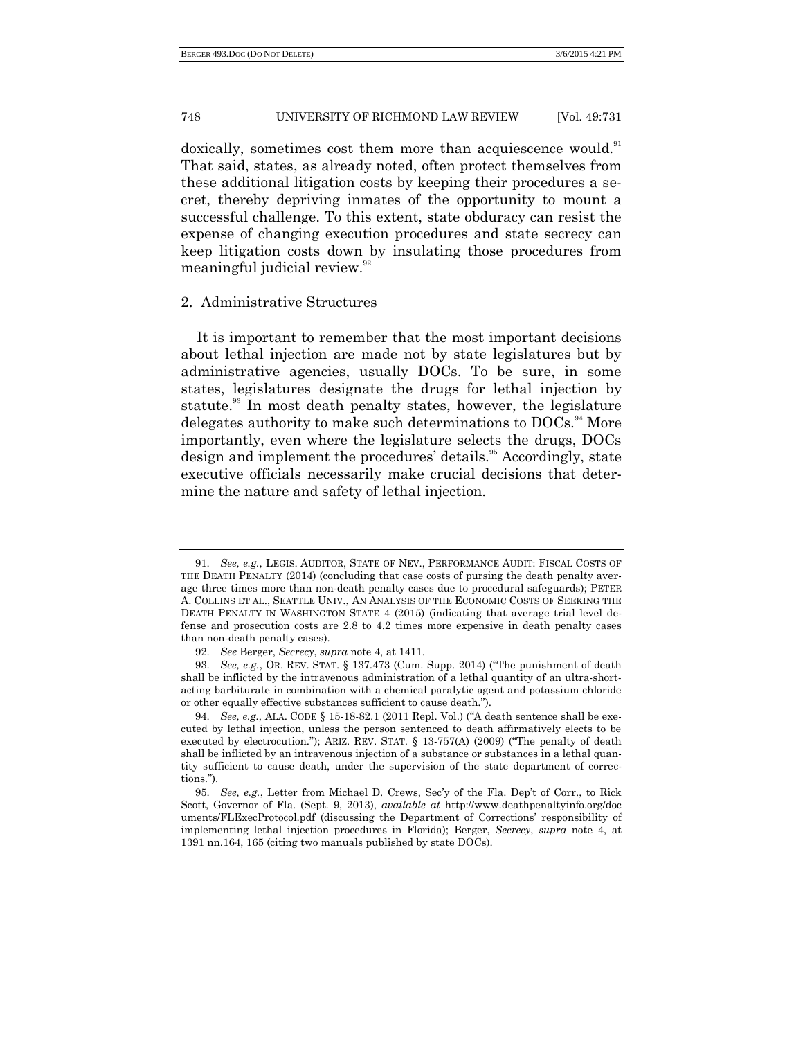doxically, sometimes cost them more than acquiescence would.[91] That said, states, as already noted, often protect themselves from these additional litigation costs by keeping their procedures a secret, thereby depriving inmates of the opportunity to mount a successful challenge. To this extent, state obduracy can resist the expense of changing execution procedures and state secrecy can keep litigation costs down by insulating those procedures from meaningful judicial review.[92]

### 2. Administrative Structures

It is important to remember that the most important decisions about lethal injection are made not by state legislatures but by administrative agencies, usually DOCs. To be sure, in some states, legislatures designate the drugs for lethal injection by statute.[93] In most death penalty states, however, the legislature delegates authority to make such determinations to DOCs.[94] More importantly, even where the legislature selects the drugs, DOCs design and implement the procedures' details.[95] Accordingly, state executive officials necessarily make crucial decisions that determine the nature and safety of lethal injection.

---

91. *See, e.g.*, LEGIS. AUDITOR, STATE OF NEV., PERFORMANCE AUDIT: FISCAL COSTS OF THE DEATH PENALTY (2014) (concluding that case costs of pursing the death penalty average three times more than non-death penalty cases due to procedural safeguards); PETER A. COLLINS ET AL., SEATTLE UNIV., AN ANALYSIS OF THE ECONOMIC COSTS OF SEEKING THE DEATH PENALTY IN WASHINGTON STATE 4 (2015) (indicating that average trial level defense and prosecution costs are 2.8 to 4.2 times more expensive in death penalty cases than non-death penalty cases).

92. *See* Berger, *Secrecy*, *supra* note 4, at 1411.

93. *See, e.g.*, OR. REV. STAT. § 137.473 (Cum. Supp. 2014) ("The punishment of death shall be inflicted by the intravenous administration of a lethal quantity of an ultra-short-acting barbiturate in combination with a chemical paralytic agent and potassium chloride or other equally effective substances sufficient to cause death.").

94. *See, e.g.*, ALA. CODE § 15-18-82.1 (2011 Repl. Vol.) ("A death sentence shall be executed by lethal injection, unless the person sentenced to death affirmatively elects to be executed by electrocution."); ARIZ. REV. STAT. § 13-757(A) (2009) ("The penalty of death shall be inflicted by an intravenous injection of a substance or substances in a lethal quantity sufficient to cause death, under the supervision of the state department of corrections.").

95. *See, e.g.*, Letter from Michael D. Crews, Sec'y of the Fla. Dep't of Corr., to Rick Scott, Governor of Fla. (Sept. 9, 2013), *available at* http://www.deathpenaltyinfo.org/documents/FLExecProtocol.pdf (discussing the Department of Corrections' responsibility of implementing lethal injection procedures in Florida); Berger, *Secrecy*, *supra* note 4, at 1391 nn.164, 165 (citing two manuals published by state DOCs).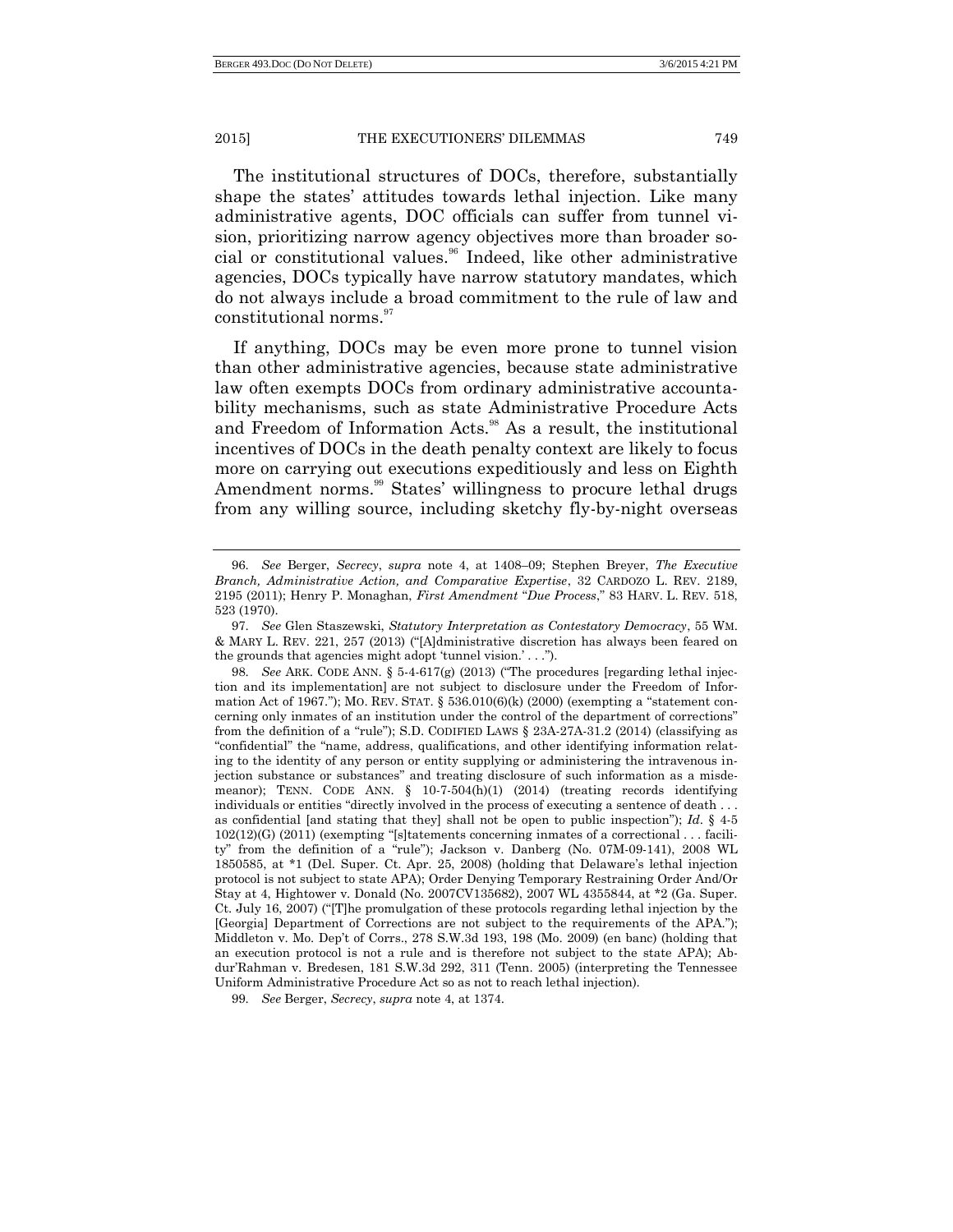The institutional structures of DOCs, therefore, substantially shape the states' attitudes towards lethal injection. Like many administrative agents, DOC officials can suffer from tunnel vision, prioritizing narrow agency objectives more than broader social or constitutional values.[96] Indeed, like other administrative agencies, DOCs typically have narrow statutory mandates, which do not always include a broad commitment to the rule of law and constitutional norms.[97]

If anything, DOCs may be even more prone to tunnel vision than other administrative agencies, because state administrative law often exempts DOCs from ordinary administrative accountability mechanisms, such as state Administrative Procedure Acts and Freedom of Information Acts.[98] As a result, the institutional incentives of DOCs in the death penalty context are likely to focus more on carrying out executions expeditiously and less on Eighth Amendment norms.[99] States' willingness to procure lethal drugs from any willing source, including sketchy fly-by-night overseas

---

96. *See* Berger, *Secrecy*, *supra* note 4, at 1408–09; Stephen Breyer, *The Executive Branch, Administrative Action, and Comparative Expertise*, 32 CARDOZO L. REV. 2189, 2195 (2011); Henry P. Monaghan, *First Amendment "Due Process*," 83 HARV. L. REV. 518, 523 (1970).

97. *See* Glen Staszewski, *Statutory Interpretation as Contestatory Democracy*, 55 WM. & MARY L. REV. 221, 257 (2013) ("[A]dministrative discretion has always been feared on the grounds that agencies might adopt 'tunnel vision.' . . .").

98. *See* ARK. CODE ANN. § 5-4-617(g) (2013) ("The procedures [regarding lethal injection and its implementation] are not subject to disclosure under the Freedom of Information Act of 1967."); MO. REV. STAT. § 536.010(6)(k) (2000) (exempting a "statement concerning only inmates of an institution under the control of the department of corrections" from the definition of a "rule"); S.D. CODIFIED LAWS § 23A-27A-31.2 (2014) (classifying as "confidential" the "name, address, qualifications, and other identifying information relating to the identity of any person or entity supplying or administering the intravenous injection substance or substances" and treating disclosure of such information as a misdemeanor); TENN. CODE ANN. § 10-7-504(h)(1) (2014) (treating records identifying individuals or entities "directly involved in the process of executing a sentence of death . . . as confidential [and stating that they] shall not be open to public inspection"); *Id.* § 4-5 102(12)(G) (2011) (exempting "[s]tatements concerning inmates of a correctional . . . facility" from the definition of a "rule"); Jackson v. Danberg (No. 07M-09-141), 2008 WL 1850585, at *1 (Del. Super. Ct. Apr. 25, 2008) (holding that Delaware's lethal injection protocol is not subject to state APA); Order Denying Temporary Restraining Order And/Or Stay at 4, Hightower v. Donald (No. 2007CV135682), 2007 WL 4355844, at *2 (Ga. Super. Ct. July 16, 2007) ("[T]he promulgation of these protocols regarding lethal injection by the [Georgia] Department of Corrections are not subject to the requirements of the APA."); Middleton v. Mo. Dep't of Corrs., 278 S.W.3d 193, 198 (Mo. 2009) (en banc) (holding that an execution protocol is not a rule and is therefore not subject to the state APA); Abdur'Rahman v. Bredesen, 181 S.W.3d 292, 311 (Tenn. 2005) (interpreting the Tennessee Uniform Administrative Procedure Act so as not to reach lethal injection).

99. *See* Berger, *Secrecy*, *supra* note 4, at 1374.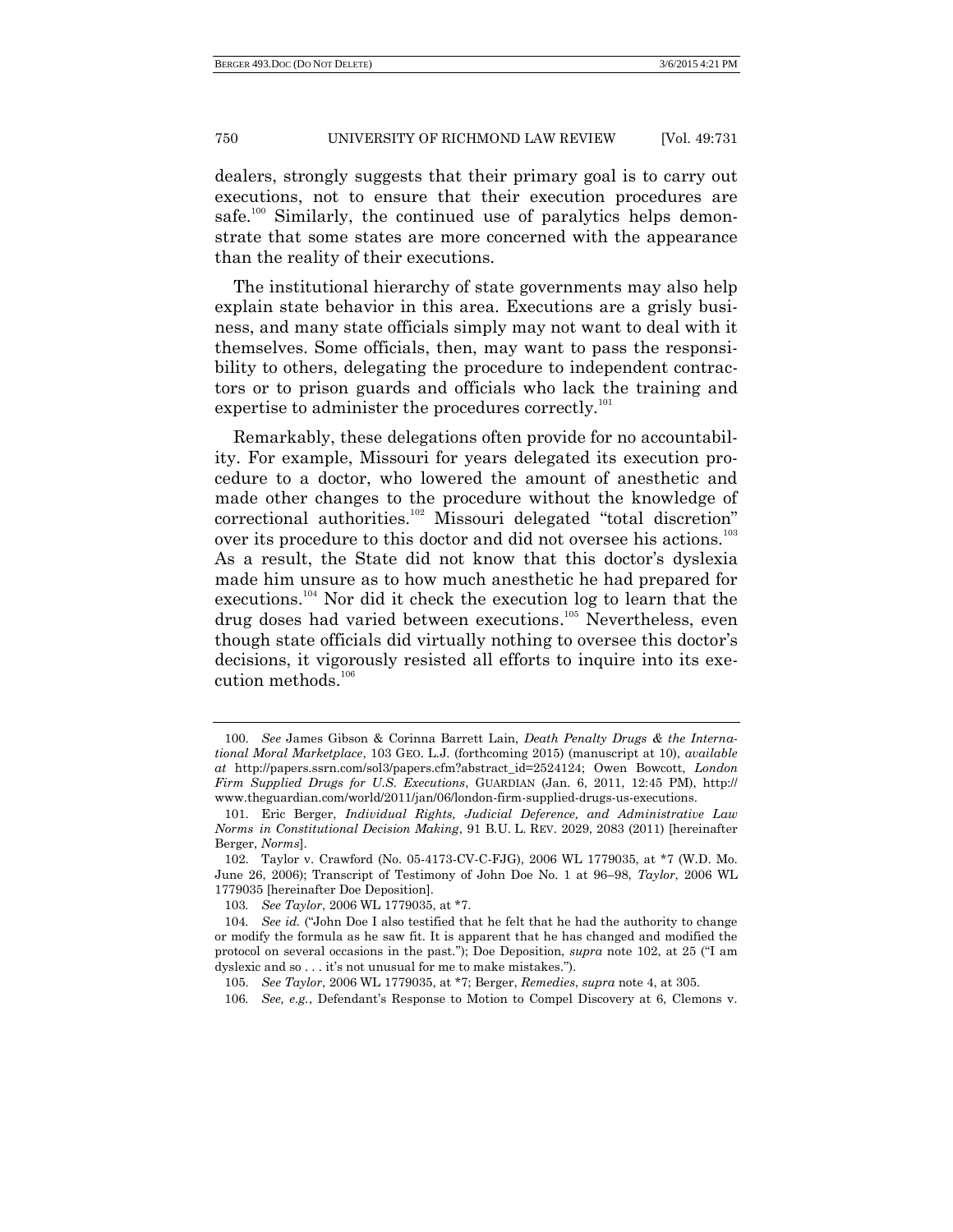dealers, strongly suggests that their primary goal is to carry out executions, not to ensure that their execution procedures are safe.[100] Similarly, the continued use of paralytics helps demonstrate that some states are more concerned with the appearance than the reality of their executions.

The institutional hierarchy of state governments may also help explain state behavior in this area. Executions are a grisly business, and many state officials simply may not want to deal with it themselves. Some officials, then, may want to pass the responsibility to others, delegating the procedure to independent contractors or to prison guards and officials who lack the training and expertise to administer the procedures correctly.[101]

Remarkably, these delegations often provide for no accountability. For example, Missouri for years delegated its execution procedure to a doctor, who lowered the amount of anesthetic and made other changes to the procedure without the knowledge of correctional authorities.[102] Missouri delegated "total discretion" over its procedure to this doctor and did not oversee his actions.[103] As a result, the State did not know that this doctor's dyslexia made him unsure as to how much anesthetic he had prepared for executions.[104] Nor did it check the execution log to learn that the drug doses had varied between executions.[105] Nevertheless, even though state officials did virtually nothing to oversee this doctor's decisions, it vigorously resisted all efforts to inquire into its execution methods.[106]

---

100. *See* James Gibson & Corinna Barrett Lain, *Death Penalty Drugs & the International Moral Marketplace*, 103 GEO. L.J. (forthcoming 2015) (manuscript at 10), *available at* http://papers.ssrn.com/sol3/papers.cfm?abstract_id=2524124; Owen Bowcott, *London Firm Supplied Drugs for U.S. Executions*, GUARDIAN (Jan. 6, 2011, 12:45 PM), http://www.theguardian.com/world/2011/jan/06/london-firm-supplied-drugs-us-executions.

101. Eric Berger, *Individual Rights, Judicial Deference, and Administrative Law Norms in Constitutional Decision Making*, 91 B.U. L. REV. 2029, 2083 (2011) [hereinafter Berger, *Norms*].

102. Taylor v. Crawford (No. 05-4173-CV-C-FJG), 2006 WL 1779035, at *7 (W.D. Mo. June 26, 2006); Transcript of Testimony of John Doe No. 1 at 96–98, *Taylor*, 2006 WL 1779035 [hereinafter Doe Deposition].

103. *See Taylor*, 2006 WL 1779035, at *7.

104. *See id.* ("John Doe I also testified that he felt that he had the authority to change or modify the formula as he saw fit. It is apparent that he has changed and modified the protocol on several occasions in the past."); Doe Deposition, *supra* note 102, at 25 ("I am dyslexic and so . . . it's not unusual for me to make mistakes.").

105. *See Taylor*, 2006 WL 1779035, at *7; Berger, *Remedies*, *supra* note 4, at 305.

106. *See, e.g.*, Defendant's Response to Motion to Compel Discovery at 6, Clemons v.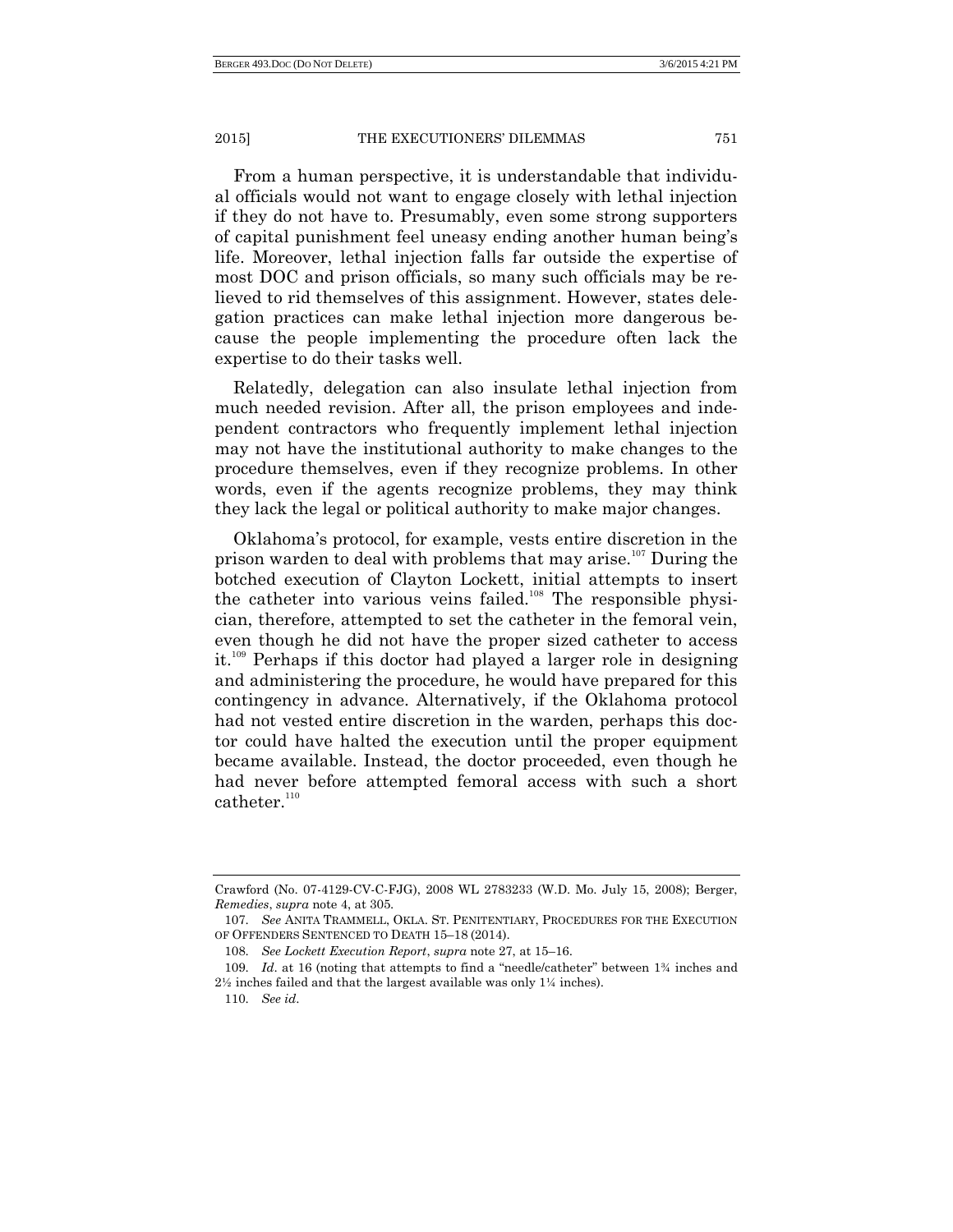From a human perspective, it is understandable that individual officials would not want to engage closely with lethal injection if they do not have to. Presumably, even some strong supporters of capital punishment feel uneasy ending another human being's life. Moreover, lethal injection falls far outside the expertise of most DOC and prison officials, so many such officials may be relieved to rid themselves of this assignment. However, states delegation practices can make lethal injection more dangerous because the people implementing the procedure often lack the expertise to do their tasks well.

Relatedly, delegation can also insulate lethal injection from much needed revision. After all, the prison employees and independent contractors who frequently implement lethal injection may not have the institutional authority to make changes to the procedure themselves, even if they recognize problems. In other words, even if the agents recognize problems, they may think they lack the legal or political authority to make major changes.

Oklahoma's protocol, for example, vests entire discretion in the prison warden to deal with problems that may arise.[107] During the botched execution of Clayton Lockett, initial attempts to insert the catheter into various veins failed.[108] The responsible physician, therefore, attempted to set the catheter in the femoral vein, even though he did not have the proper sized catheter to access it.[109] Perhaps if this doctor had played a larger role in designing and administering the procedure, he would have prepared for this contingency in advance. Alternatively, if the Oklahoma protocol had not vested entire discretion in the warden, perhaps this doctor could have halted the execution until the proper equipment became available. Instead, the doctor proceeded, even though he had never before attempted femoral access with such a short catheter.[110]

---

Crawford (No. 07-4129-CV-C-FJG), 2008 WL 2783233 (W.D. Mo. July 15, 2008); Berger, *Remedies*, *supra* note 4, at 305.

107. *See* ANITA TRAMMELL, OKLA. ST. PENITENTIARY, PROCEDURES FOR THE EXECUTION OF OFFENDERS SENTENCED TO DEATH 15–18 (2014).

108. *See Lockett Execution Report*, *supra* note 27, at 15–16.

109. *Id.* at 16 (noting that attempts to find a "needle/catheter" between 1¾ inches and 2½ inches failed and that the largest available was only 1¼ inches).

110. *See id.*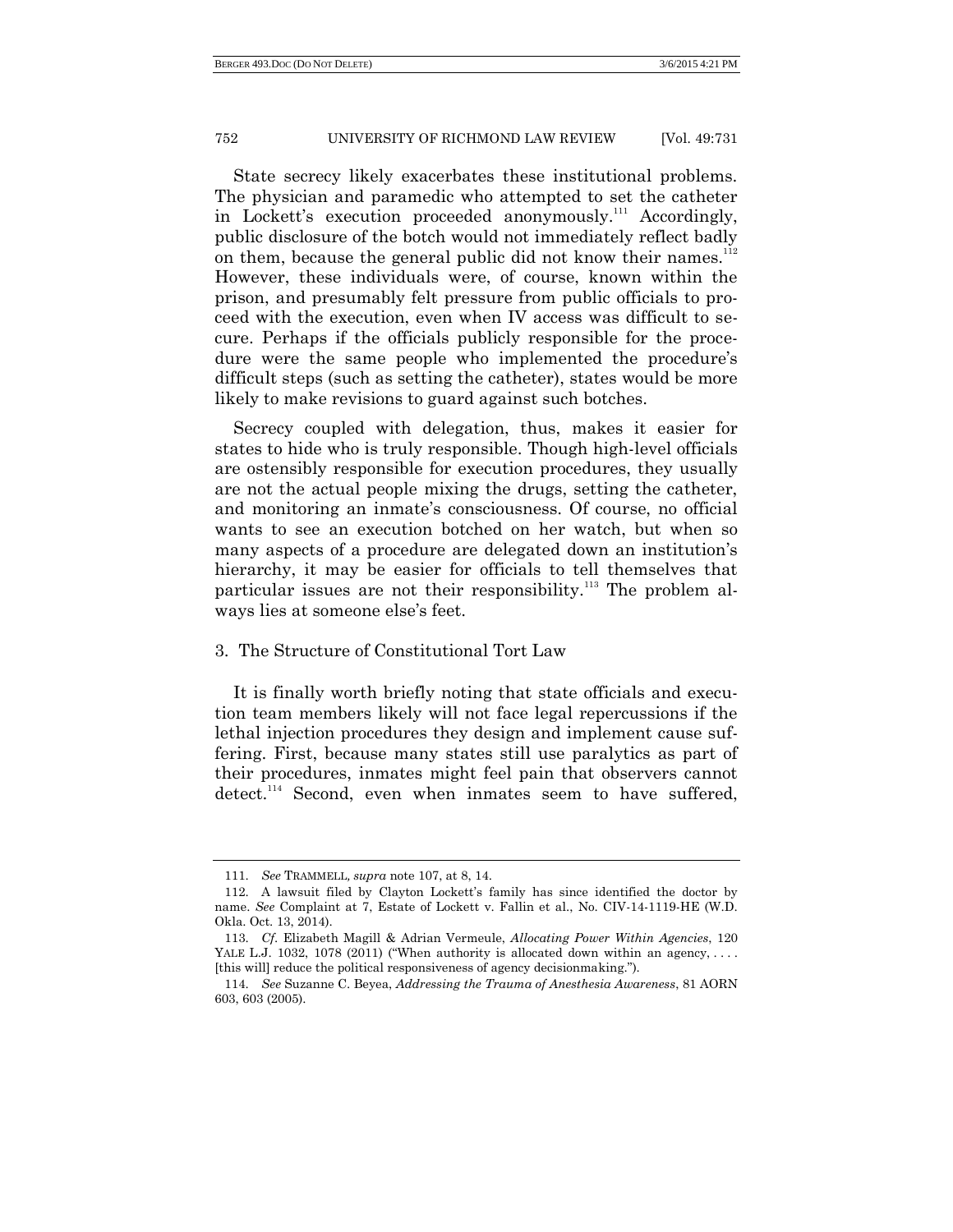State secrecy likely exacerbates these institutional problems. The physician and paramedic who attempted to set the catheter in Lockett's execution proceeded anonymously.[111] Accordingly, public disclosure of the botch would not immediately reflect badly on them, because the general public did not know their names.[112] However, these individuals were, of course, known within the prison, and presumably felt pressure from public officials to proceed with the execution, even when IV access was difficult to secure. Perhaps if the officials publicly responsible for the procedure were the same people who implemented the procedure's difficult steps (such as setting the catheter), states would be more likely to make revisions to guard against such botches.

Secrecy coupled with delegation, thus, makes it easier for states to hide who is truly responsible. Though high-level officials are ostensibly responsible for execution procedures, they usually are not the actual people mixing the drugs, setting the catheter, and monitoring an inmate's consciousness. Of course, no official wants to see an execution botched on her watch, but when so many aspects of a procedure are delegated down an institution's hierarchy, it may be easier for officials to tell themselves that particular issues are not their responsibility.[113] The problem always lies at someone else's feet.

### 3. The Structure of Constitutional Tort Law

It is finally worth briefly noting that state officials and execution team members likely will not face legal repercussions if the lethal injection procedures they design and implement cause suffering. First, because many states still use paralytics as part of their procedures, inmates might feel pain that observers cannot detect.[114] Second, even when inmates seem to have suffered,

---

111. *See* TRAMMELL, *supra* note 107, at 8, 14.

112. A lawsuit filed by Clayton Lockett's family has since identified the doctor by name. *See* Complaint at 7, Estate of Lockett v. Fallin et al., No. CIV-14-1119-HE (W.D. Okla. Oct. 13, 2014).

113. *Cf.* Elizabeth Magill & Adrian Vermeule, *Allocating Power Within Agencies*, 120 YALE L.J. 1032, 1078 (2011) ("When authority is allocated down within an agency, . . . . [this will] reduce the political responsiveness of agency decisionmaking.").

114. *See* Suzanne C. Beyea, *Addressing the Trauma of Anesthesia Awareness*, 81 AORN 603, 603 (2005).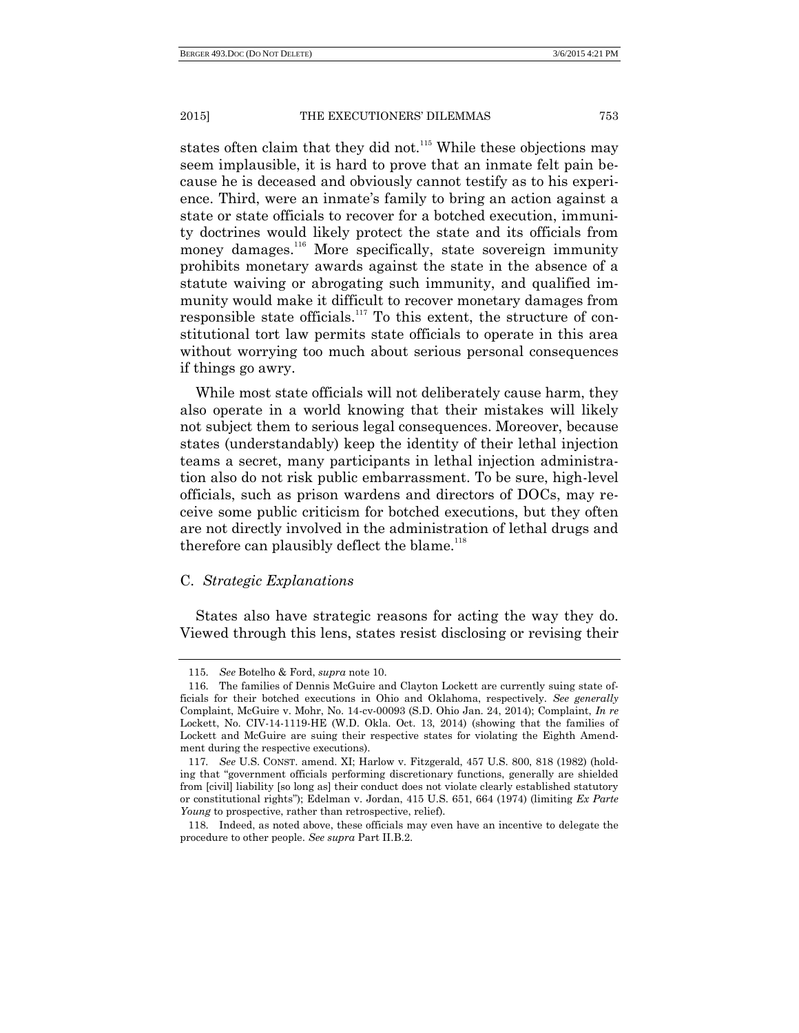states often claim that they did not.[115] While these objections may seem implausible, it is hard to prove that an inmate felt pain because he is deceased and obviously cannot testify as to his experience. Third, were an inmate's family to bring an action against a state or state officials to recover for a botched execution, immunity doctrines would likely protect the state and its officials from money damages.[116] More specifically, state sovereign immunity prohibits monetary awards against the state in the absence of a statute waiving or abrogating such immunity, and qualified immunity would make it difficult to recover monetary damages from responsible state officials.[117] To this extent, the structure of constitutional tort law permits state officials to operate in this area without worrying too much about serious personal consequences if things go awry.

While most state officials will not deliberately cause harm, they also operate in a world knowing that their mistakes will likely not subject them to serious legal consequences. Moreover, because states (understandably) keep the identity of their lethal injection teams a secret, many participants in lethal injection administration also do not risk public embarrassment. To be sure, high-level officials, such as prison wardens and directors of DOCs, may receive some public criticism for botched executions, but they often are not directly involved in the administration of lethal drugs and therefore can plausibly deflect the blame.[118]

### C. *Strategic Explanations*

States also have strategic reasons for acting the way they do. Viewed through this lens, states resist disclosing or revising their

---

115. *See* Botelho & Ford, *supra* note 10.

116. The families of Dennis McGuire and Clayton Lockett are currently suing state officials for their botched executions in Ohio and Oklahoma, respectively. *See generally* Complaint, McGuire v. Mohr, No. 14-cv-00093 (S.D. Ohio Jan. 24, 2014); Complaint, *In re* Lockett, No. CIV-14-1119-HE (W.D. Okla. Oct. 13, 2014) (showing that the families of Lockett and McGuire are suing their respective states for violating the Eighth Amendment during the respective executions).

117. *See* U.S. CONST. amend. XI; Harlow v. Fitzgerald, 457 U.S. 800, 818 (1982) (holding that "government officials performing discretionary functions, generally are shielded from [civil] liability [so long as] their conduct does not violate clearly established statutory or constitutional rights"); Edelman v. Jordan, 415 U.S. 651, 664 (1974) (limiting *Ex Parte Young* to prospective, rather than retrospective, relief).

118. Indeed, as noted above, these officials may even have an incentive to delegate the procedure to other people. *See supra* Part II.B.2.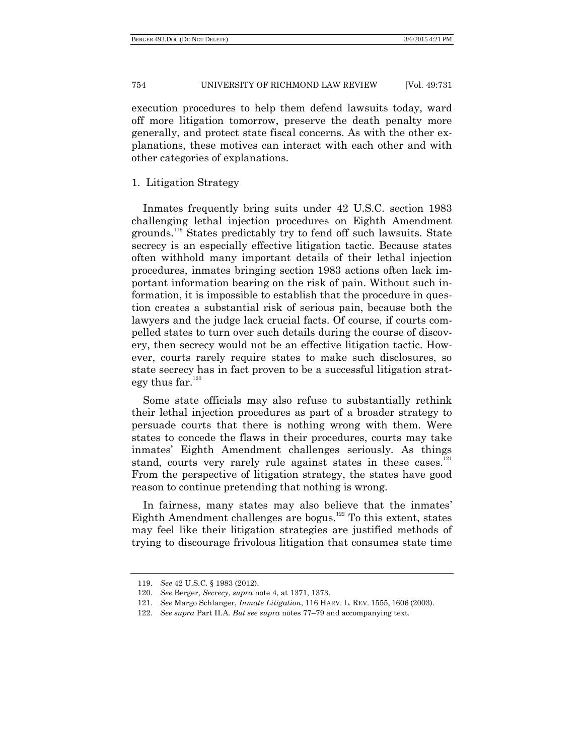execution procedures to help them defend lawsuits today, ward off more litigation tomorrow, preserve the death penalty more generally, and protect state fiscal concerns. As with the other explanations, these motives can interact with each other and with other categories of explanations.

### 1. Litigation Strategy

Inmates frequently bring suits under 42 U.S.C. section 1983 challenging lethal injection procedures on Eighth Amendment grounds.[119] States predictably try to fend off such lawsuits. State secrecy is an especially effective litigation tactic. Because states often withhold many important details of their lethal injection procedures, inmates bringing section 1983 actions often lack important information bearing on the risk of pain. Without such information, it is impossible to establish that the procedure in question creates a substantial risk of serious pain, because both the lawyers and the judge lack crucial facts. Of course, if courts compelled states to turn over such details during the course of discovery, then secrecy would not be an effective litigation tactic. However, courts rarely require states to make such disclosures, so state secrecy has in fact proven to be a successful litigation strategy thus far.[120]

Some state officials may also refuse to substantially rethink their lethal injection procedures as part of a broader strategy to persuade courts that there is nothing wrong with them. Were states to concede the flaws in their procedures, courts may take inmates' Eighth Amendment challenges seriously. As things stand, courts very rarely rule against states in these cases.[121] From the perspective of litigation strategy, the states have good reason to continue pretending that nothing is wrong.

In fairness, many states may also believe that the inmates' Eighth Amendment challenges are bogus.[122] To this extent, states may feel like their litigation strategies are justified methods of trying to discourage frivolous litigation that consumes state time

---

119. *See* 42 U.S.C. § 1983 (2012).

120. *See* Berger, *Secrecy*, *supra* note 4, at 1371, 1373.

121. *See* Margo Schlanger, *Inmate Litigation*, 116 HARV. L. REV. 1555, 1606 (2003).

122. *See supra* Part II.A. *But see supra* notes 77–79 and accompanying text.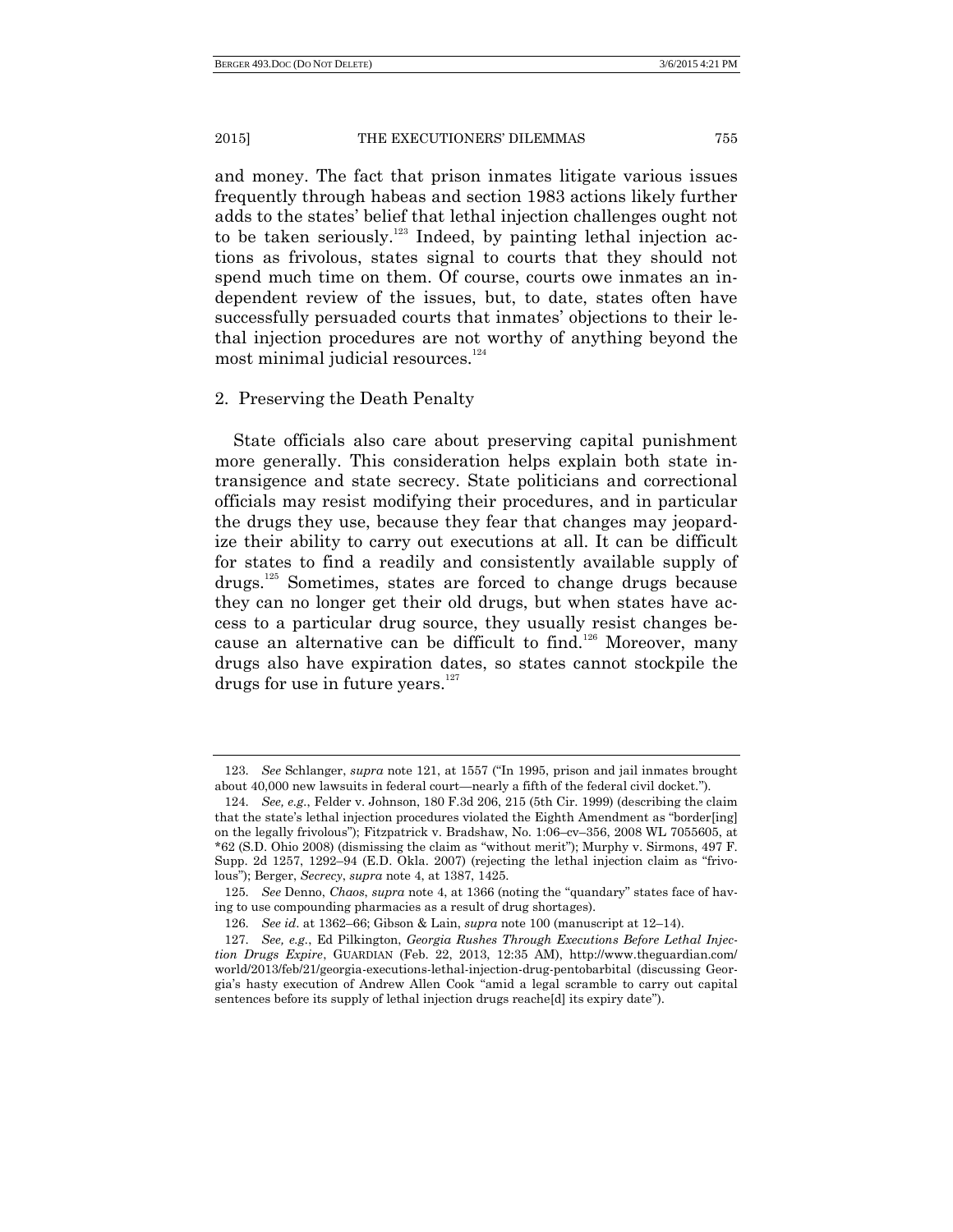and money. The fact that prison inmates litigate various issues frequently through habeas and section 1983 actions likely further adds to the states' belief that lethal injection challenges ought not to be taken seriously.[123] Indeed, by painting lethal injection actions as frivolous, states signal to courts that they should not spend much time on them. Of course, courts owe inmates an independent review of the issues, but, to date, states often have successfully persuaded courts that inmates' objections to their lethal injection procedures are not worthy of anything beyond the most minimal judicial resources.[124]

### 2. Preserving the Death Penalty

State officials also care about preserving capital punishment more generally. This consideration helps explain both state intransigence and state secrecy. State politicians and correctional officials may resist modifying their procedures, and in particular the drugs they use, because they fear that changes may jeopardize their ability to carry out executions at all. It can be difficult for states to find a readily and consistently available supply of drugs.[125] Sometimes, states are forced to change drugs because they can no longer get their old drugs, but when states have access to a particular drug source, they usually resist changes because an alternative can be difficult to find.[126] Moreover, many drugs also have expiration dates, so states cannot stockpile the drugs for use in future years.[127]

---

123. *See* Schlanger, *supra* note 121, at 1557 ("In 1995, prison and jail inmates brought about 40,000 new lawsuits in federal court—nearly a fifth of the federal civil docket.").

124. *See, e.g.*, Felder v. Johnson, 180 F.3d 206, 215 (5th Cir. 1999) (describing the claim that the state's lethal injection procedures violated the Eighth Amendment as "border[ing] on the legally frivolous"); Fitzpatrick v. Bradshaw, No. 1:06–cv–356, 2008 WL 7055605, at *62 (S.D. Ohio 2008) (dismissing the claim as "without merit"); Murphy v. Sirmons, 497 F. Supp. 2d 1257, 1292–94 (E.D. Okla. 2007) (rejecting the lethal injection claim as "frivolous"); Berger, *Secrecy*, *supra* note 4, at 1387, 1425.

125. *See* Denno, *Chaos*, *supra* note 4, at 1366 (noting the "quandary" states face of having to use compounding pharmacies as a result of drug shortages).

126. *See id*. at 1362–66; Gibson & Lain, *supra* note 100 (manuscript at 12–14).

127. *See, e.g.*, Ed Pilkington, *Georgia Rushes Through Executions Before Lethal Injection Drugs Expire*, GUARDIAN (Feb. 22, 2013, 12:35 AM), http://www.theguardian.com/world/2013/feb/21/georgia-executions-lethal-injection-drug-pentobarbital (discussing Georgia's hasty execution of Andrew Allen Cook "amid a legal scramble to carry out capital sentences before its supply of lethal injection drugs reache[d] its expiry date").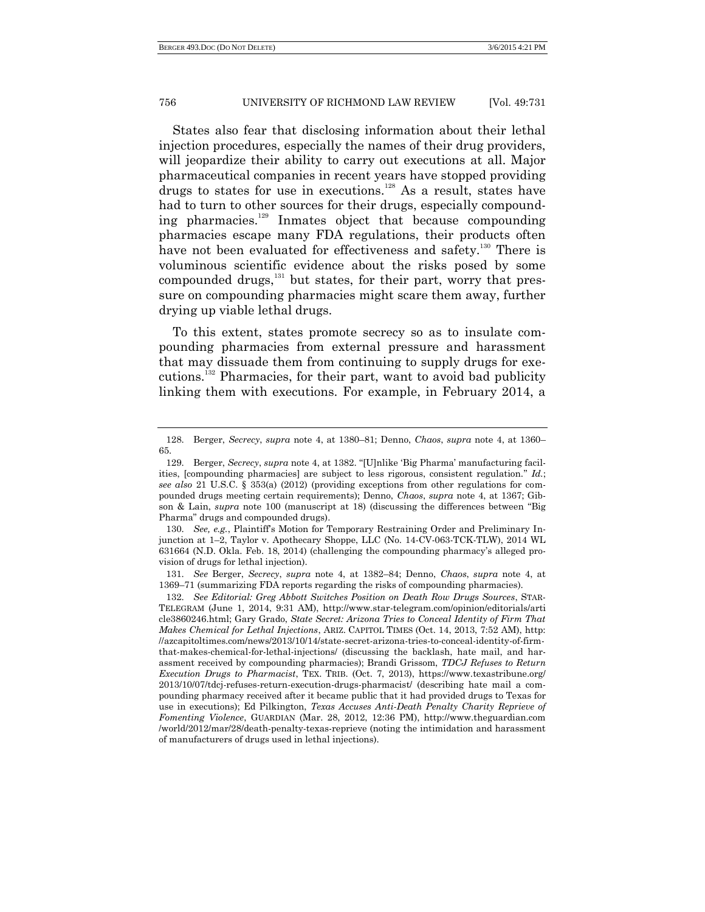States also fear that disclosing information about their lethal injection procedures, especially the names of their drug providers, will jeopardize their ability to carry out executions at all. Major pharmaceutical companies in recent years have stopped providing drugs to states for use in executions.[128] As a result, states have had to turn to other sources for their drugs, especially compounding pharmacies.[129] Inmates object that because compounding pharmacies escape many FDA regulations, their products often have not been evaluated for effectiveness and safety.[130] There is voluminous scientific evidence about the risks posed by some compounded drugs,[131] but states, for their part, worry that pressure on compounding pharmacies might scare them away, further drying up viable lethal drugs.

To this extent, states promote secrecy so as to insulate compounding pharmacies from external pressure and harassment that may dissuade them from continuing to supply drugs for executions.[132] Pharmacies, for their part, want to avoid bad publicity linking them with executions. For example, in February 2014, a

---

128. Berger, *Secrecy*, *supra* note 4, at 1380–81; Denno, *Chaos*, *supra* note 4, at 1360–65.

129. Berger, *Secrecy*, *supra* note 4, at 1382. "[U]nlike 'Big Pharma' manufacturing facilities, [compounding pharmacies] are subject to less rigorous, consistent regulation." *Id.*; *see also* 21 U.S.C. § 353(a) (2012) (providing exceptions from other regulations for compounded drugs meeting certain requirements); Denno, *Chaos*, *supra* note 4, at 1367; Gibson & Lain, *supra* note 100 (manuscript at 18) (discussing the differences between "Big Pharma" drugs and compounded drugs).

130. *See, e.g.*, Plaintiff's Motion for Temporary Restraining Order and Preliminary Injunction at 1–2, Taylor v. Apothecary Shoppe, LLC (No. 14-CV-063-TCK-TLW), 2014 WL 631664 (N.D. Okla. Feb. 18, 2014) (challenging the compounding pharmacy's alleged provision of drugs for lethal injection).

131. *See* Berger, *Secrecy*, *supra* note 4, at 1382–84; Denno, *Chaos*, *supra* note 4, at 1369–71 (summarizing FDA reports regarding the risks of compounding pharmacies).

132. *See Editorial: Greg Abbott Switches Position on Death Row Drugs Sources*, STAR-TELEGRAM (June 1, 2014, 9:31 AM), http://www.star-telegram.com/opinion/editorials/article3860246.html; Gary Grado, *State Secret: Arizona Tries to Conceal Identity of Firm That Makes Chemical for Lethal Injections*, ARIZ. CAPITOL TIMES (Oct. 14, 2013, 7:52 AM), http://azcapitoltimes.com/news/2013/10/14/state-secret-arizona-tries-to-conceal-identity-of-firm-that-makes-chemical-for-lethal-injections/ (discussing the backlash, hate mail, and harassment received by compounding pharmacies); Brandi Grissom, *TDCJ Refuses to Return Execution Drugs to Pharmacist*, TEX. TRIB. (Oct. 7, 2013), https://www.texastribune.org/2013/10/07/tdcj-refuses-return-execution-drugs-pharmacist/ (describing hate mail a compounding pharmacy received after it became public that it had provided drugs to Texas for use in executions); Ed Pilkington, *Texas Accuses Anti-Death Penalty Charity Reprieve of Fomenting Violence*, GUARDIAN (Mar. 28, 2012, 12:36 PM), http://www.theguardian.com/world/2012/mar/28/death-penalty-texas-reprieve (noting the intimidation and harassment of manufacturers of drugs used in lethal injections).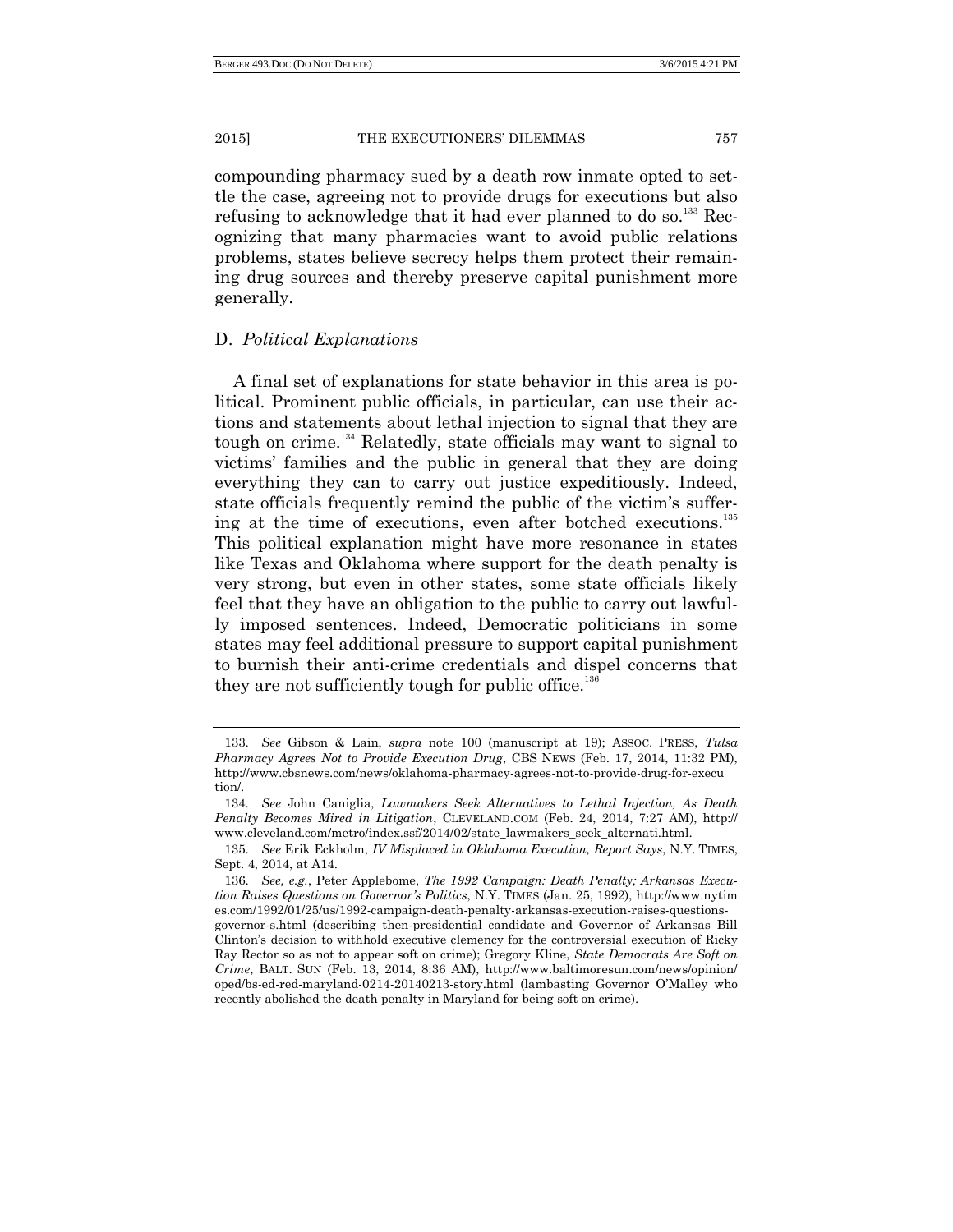compounding pharmacy sued by a death row inmate opted to settle the case, agreeing not to provide drugs for executions but also refusing to acknowledge that it had ever planned to do so.[133] Recognizing that many pharmacies want to avoid public relations problems, states believe secrecy helps them protect their remaining drug sources and thereby preserve capital punishment more generally.

## D. *Political Explanations*

A final set of explanations for state behavior in this area is political. Prominent public officials, in particular, can use their actions and statements about lethal injection to signal that they are tough on crime.[134] Relatedly, state officials may want to signal to victims' families and the public in general that they are doing everything they can to carry out justice expeditiously. Indeed, state officials frequently remind the public of the victim's suffering at the time of executions, even after botched executions.[135] This political explanation might have more resonance in states like Texas and Oklahoma where support for the death penalty is very strong, but even in other states, some state officials likely feel that they have an obligation to the public to carry out lawfully imposed sentences. Indeed, Democratic politicians in some states may feel additional pressure to support capital punishment to burnish their anti-crime credentials and dispel concerns that they are not sufficiently tough for public office.[136]

---

133. *See* Gibson & Lain, *supra* note 100 (manuscript at 19); ASSOC. PRESS, *Tulsa Pharmacy Agrees Not to Provide Execution Drug*, CBS NEWS (Feb. 17, 2014, 11:32 PM), http://www.cbsnews.com/news/oklahoma-pharmacy-agrees-not-to-provide-drug-for-execution/.

134. *See* John Caniglia, *Lawmakers Seek Alternatives to Lethal Injection, As Death Penalty Becomes Mired in Litigation*, CLEVELAND.COM (Feb. 24, 2014, 7:27 AM), http://www.cleveland.com/metro/index.ssf/2014/02/state_lawmakers_seek_alternati.html.

135. *See* Erik Eckholm, *IV Misplaced in Oklahoma Execution, Report Says*, N.Y. TIMES, Sept. 4, 2014, at A14.

136. *See, e.g.*, Peter Applebome, *The 1992 Campaign: Death Penalty; Arkansas Execution Raises Questions on Governor's Politics*, N.Y. TIMES (Jan. 25, 1992), http://www.nytimes.com/1992/01/25/us/1992-campaign-death-penalty-arkansas-execution-raises-questions-governor-s.html (describing then-presidential candidate and Governor of Arkansas Bill Clinton's decision to withhold executive clemency for the controversial execution of Ricky Ray Rector so as not to appear soft on crime); Gregory Kline, *State Democrats Are Soft on Crime*, BALT. SUN (Feb. 13, 2014, 8:36 AM), http://www.baltimoresun.com/news/opinion/oped/bs-ed-red-maryland-0214-20140213-story.html (lambasting Governor O'Malley who recently abolished the death penalty in Maryland for being soft on crime).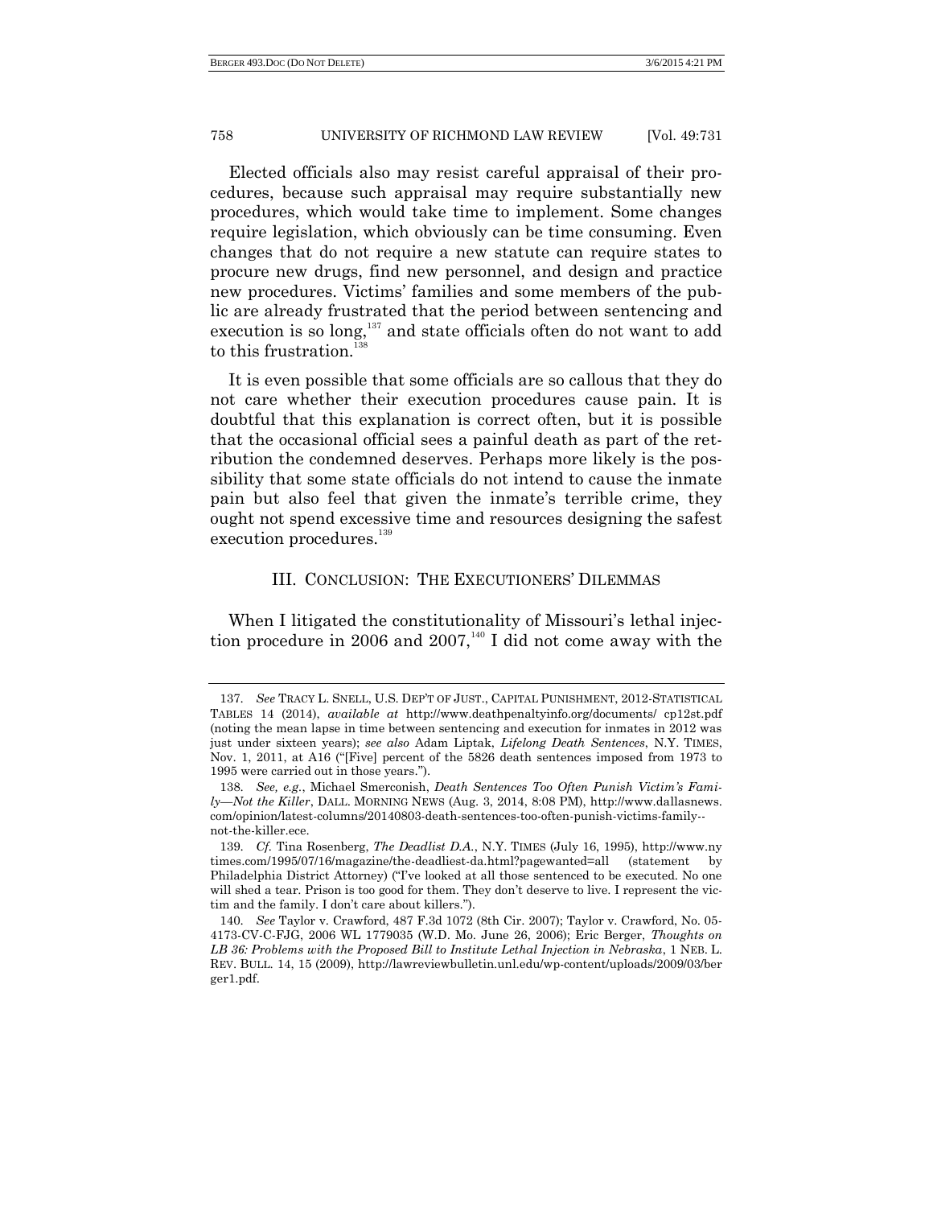Elected officials also may resist careful appraisal of their procedures, because such appraisal may require substantially new procedures, which would take time to implement. Some changes require legislation, which obviously can be time consuming. Even changes that do not require a new statute can require states to procure new drugs, find new personnel, and design and practice new procedures. Victims' families and some members of the public are already frustrated that the period between sentencing and execution is so long,[137] and state officials often do not want to add to this frustration.[138]

It is even possible that some officials are so callous that they do not care whether their execution procedures cause pain. It is doubtful that this explanation is correct often, but it is possible that the occasional official sees a painful death as part of the retribution the condemned deserves. Perhaps more likely is the possibility that some state officials do not intend to cause the inmate pain but also feel that given the inmate's terrible crime, they ought not spend excessive time and resources designing the safest execution procedures.[139]

## III. CONCLUSION: THE EXECUTIONERS' DILEMMAS

When I litigated the constitutionality of Missouri's lethal injection procedure in 2006 and 2007,[140] I did not come away with the

---

137. *See* TRACY L. SNELL, U.S. DEP'T OF JUST., CAPITAL PUNISHMENT, 2012-STATISTICAL TABLES 14 (2014), *available at* http://www.deathpenaltyinfo.org/documents/ cp12st.pdf (noting the mean lapse in time between sentencing and execution for inmates in 2012 was just under sixteen years); *see also* Adam Liptak, *Lifelong Death Sentences*, N.Y. TIMES, Nov. 1, 2011, at A16 ("[Five] percent of the 5826 death sentences imposed from 1973 to 1995 were carried out in those years.").

138. *See, e.g.*, Michael Smerconish, *Death Sentences Too Often Punish Victim's Family—Not the Killer*, DALL. MORNING NEWS (Aug. 3, 2014, 8:08 PM), http://www.dallasnews.com/opinion/latest-columns/20140803-death-sentences-too-often-punish-victims-family--not-the-killer.ece.

139. *Cf.* Tina Rosenberg, *The Deadlist D.A.*, N.Y. TIMES (July 16, 1995), http://www.nytimes.com/1995/07/16/magazine/the-deadliest-da.html?pagewanted=all (statement by Philadelphia District Attorney) ("I've looked at all those sentenced to be executed. No one will shed a tear. Prison is too good for them. They don't deserve to live. I represent the victim and the family. I don't care about killers.").

140. *See* Taylor v. Crawford, 487 F.3d 1072 (8th Cir. 2007); Taylor v. Crawford, No. 05-4173-CV-C-FJG, 2006 WL 1779035 (W.D. Mo. June 26, 2006); Eric Berger, *Thoughts on LB 36: Problems with the Proposed Bill to Institute Lethal Injection in Nebraska*, 1 NEB. L. REV. BULL. 14, 15 (2009), http://lawreviewbulletin.unl.edu/wp-content/uploads/2009/03/berger1.pdf.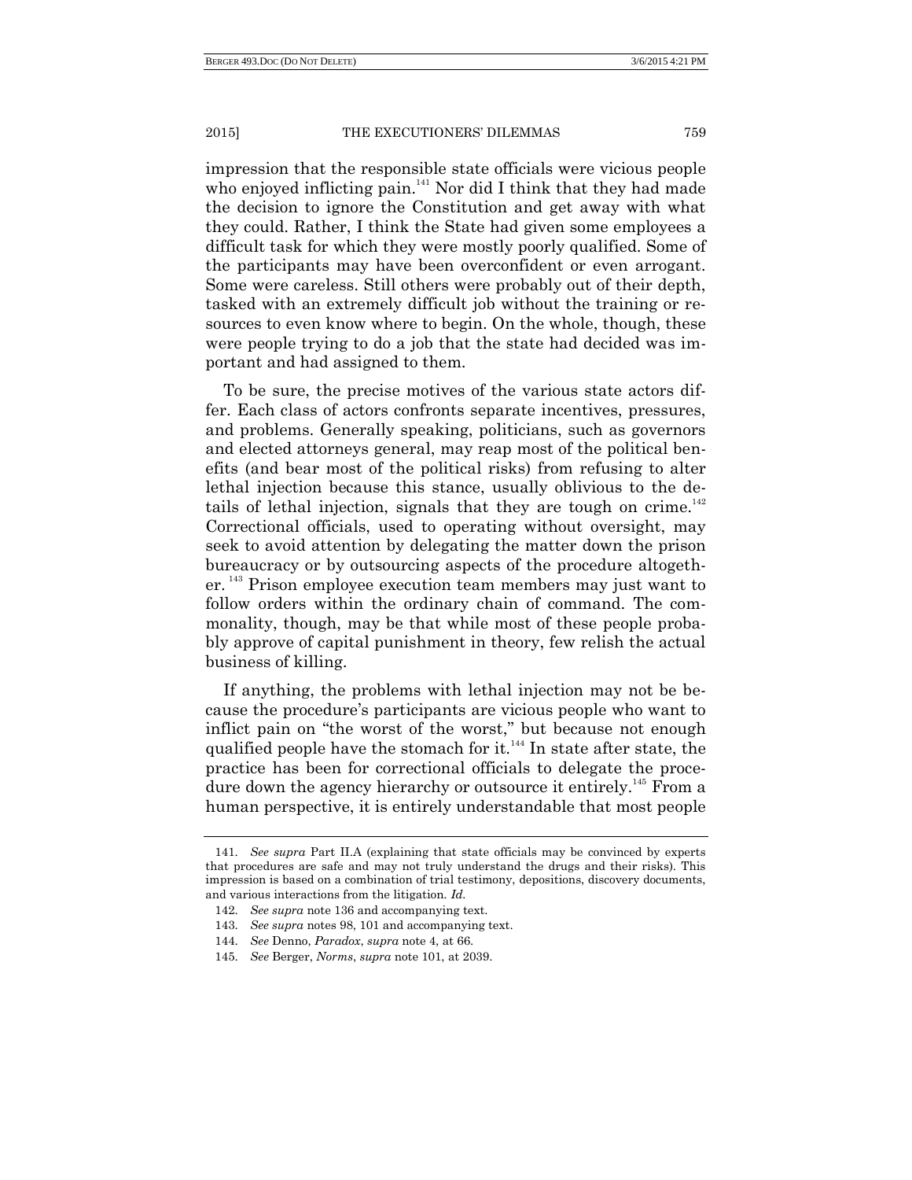impression that the responsible state officials were vicious people who enjoyed inflicting pain.[141] Nor did I think that they had made the decision to ignore the Constitution and get away with what they could. Rather, I think the State had given some employees a difficult task for which they were mostly poorly qualified. Some of the participants may have been overconfident or even arrogant. Some were careless. Still others were probably out of their depth, tasked with an extremely difficult job without the training or resources to even know where to begin. On the whole, though, these were people trying to do a job that the state had decided was important and had assigned to them.

To be sure, the precise motives of the various state actors differ. Each class of actors confronts separate incentives, pressures, and problems. Generally speaking, politicians, such as governors and elected attorneys general, may reap most of the political benefits (and bear most of the political risks) from refusing to alter lethal injection because this stance, usually oblivious to the details of lethal injection, signals that they are tough on crime.[142] Correctional officials, used to operating without oversight, may seek to avoid attention by delegating the matter down the prison bureaucracy or by outsourcing aspects of the procedure altogether.[143] Prison employee execution team members may just want to follow orders within the ordinary chain of command. The commonality, though, may be that while most of these people probably approve of capital punishment in theory, few relish the actual business of killing.

If anything, the problems with lethal injection may not be because the procedure's participants are vicious people who want to inflict pain on "the worst of the worst," but because not enough qualified people have the stomach for it.[144] In state after state, the practice has been for correctional officials to delegate the procedure down the agency hierarchy or outsource it entirely.[145] From a human perspective, it is entirely understandable that most people

---

141. *See supra* Part II.A (explaining that state officials may be convinced by experts that procedures are safe and may not truly understand the drugs and their risks). This impression is based on a combination of trial testimony, depositions, discovery documents, and various interactions from the litigation. *Id.*

142. *See supra* note 136 and accompanying text.

143. *See supra* notes 98, 101 and accompanying text.

144. *See* Denno, *Paradox*, *supra* note 4, at 66.

145. *See* Berger, *Norms*, *supra* note 101, at 2039.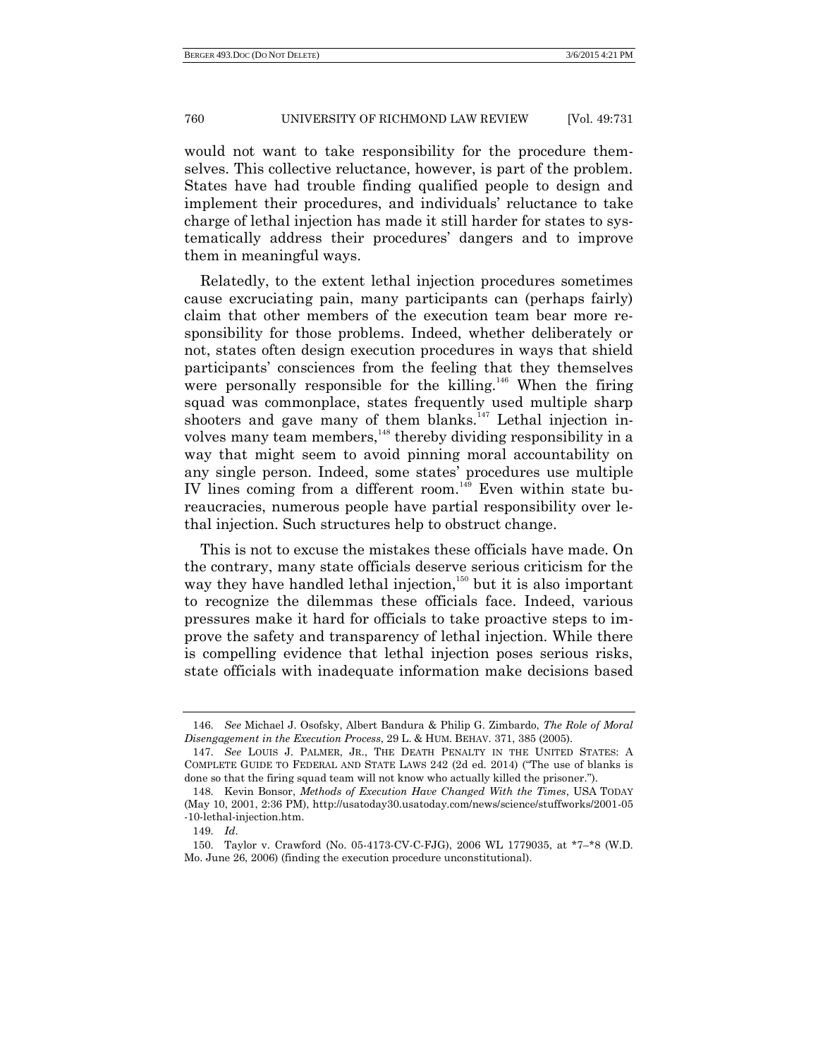would not want to take responsibility for the procedure themselves. This collective reluctance, however, is part of the problem. States have had trouble finding qualified people to design and implement their procedures, and individuals' reluctance to take charge of lethal injection has made it still harder for states to systematically address their procedures' dangers and to improve them in meaningful ways.

Relatedly, to the extent lethal injection procedures sometimes cause excruciating pain, many participants can (perhaps fairly) claim that other members of the execution team bear more responsibility for those problems. Indeed, whether deliberately or not, states often design execution procedures in ways that shield participants' consciences from the feeling that they themselves were personally responsible for the killing.[146] When the firing squad was commonplace, states frequently used multiple sharp shooters and gave many of them blanks.[147] Lethal injection involves many team members,[148] thereby dividing responsibility in a way that might seem to avoid pinning moral accountability on any single person. Indeed, some states' procedures use multiple IV lines coming from a different room.[149] Even within state bureaucracies, numerous people have partial responsibility over lethal injection. Such structures help to obstruct change.

This is not to excuse the mistakes these officials have made. On the contrary, many state officials deserve serious criticism for the way they have handled lethal injection,[150] but it is also important to recognize the dilemmas these officials face. Indeed, various pressures make it hard for officials to take proactive steps to improve the safety and transparency of lethal injection. While there is compelling evidence that lethal injection poses serious risks, state officials with inadequate information make decisions based

---

146. *See* Michael J. Osofsky, Albert Bandura & Philip G. Zimbardo, *The Role of Moral Disengagement in the Execution Process*, 29 L. & HUM. BEHAV. 371, 385 (2005).

147. *See* LOUIS J. PALMER, JR., THE DEATH PENALTY IN THE UNITED STATES: A COMPLETE GUIDE TO FEDERAL AND STATE LAWS 242 (2d ed. 2014) ("The use of blanks is done so that the firing squad team will not know who actually killed the prisoner.").

148. Kevin Bonsor, *Methods of Execution Have Changed With the Times*, USA TODAY (May 10, 2001, 2:36 PM), http://usatoday30.usatoday.com/news/science/stuffworks/2001-05-10-lethal-injection.htm.

149. *Id.*

150. Taylor v. Crawford (No. 05-4173-CV-C-FJG), 2006 WL 1779035, at *7–*8 (W.D. Mo. June 26, 2006) (finding the execution procedure unconstitutional).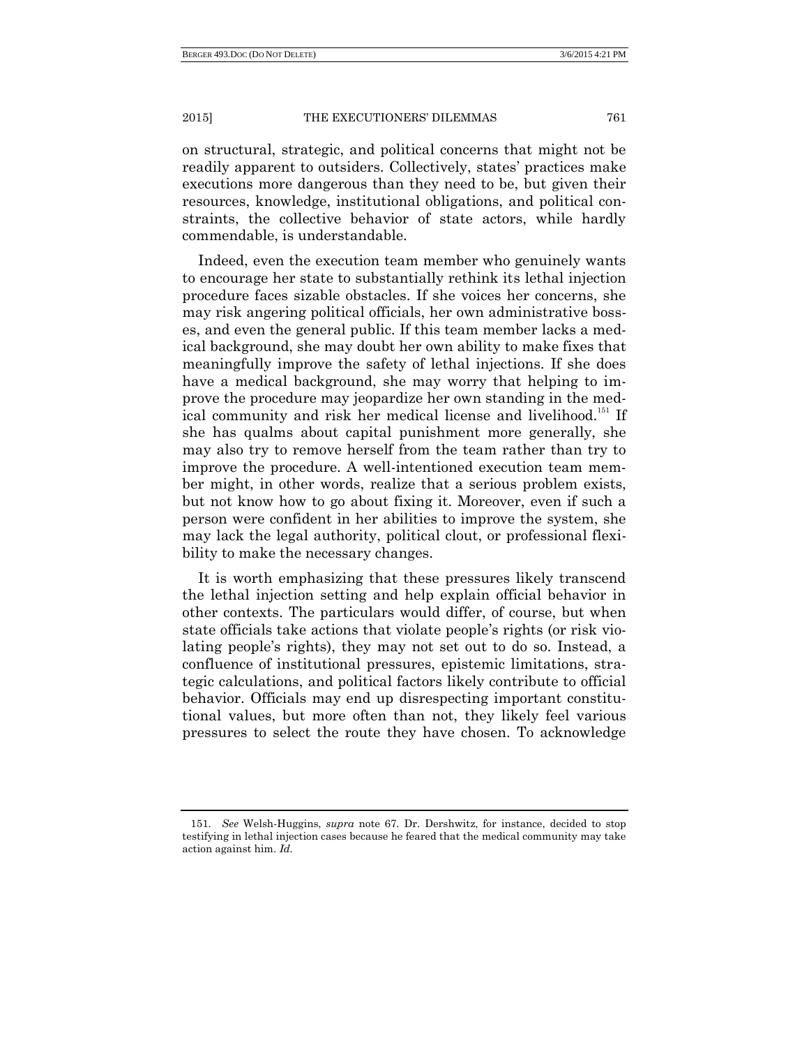on structural, strategic, and political concerns that might not be readily apparent to outsiders. Collectively, states' practices make executions more dangerous than they need to be, but given their resources, knowledge, institutional obligations, and political constraints, the collective behavior of state actors, while hardly commendable, is understandable.

Indeed, even the execution team member who genuinely wants to encourage her state to substantially rethink its lethal injection procedure faces sizable obstacles. If she voices her concerns, she may risk angering political officials, her own administrative bosses, and even the general public. If this team member lacks a medical background, she may doubt her own ability to make fixes that meaningfully improve the safety of lethal injections. If she does have a medical background, she may worry that helping to improve the procedure may jeopardize her own standing in the medical community and risk her medical license and livelihood.[151] If she has qualms about capital punishment more generally, she may also try to remove herself from the team rather than try to improve the procedure. A well-intentioned execution team member might, in other words, realize that a serious problem exists, but not know how to go about fixing it. Moreover, even if such a person were confident in her abilities to improve the system, she may lack the legal authority, political clout, or professional flexibility to make the necessary changes.

It is worth emphasizing that these pressures likely transcend the lethal injection setting and help explain official behavior in other contexts. The particulars would differ, of course, but when state officials take actions that violate people's rights (or risk violating people's rights), they may not set out to do so. Instead, a confluence of institutional pressures, epistemic limitations, strategic calculations, and political factors likely contribute to official behavior. Officials may end up disrespecting important constitutional values, but more often than not, they likely feel various pressures to select the route they have chosen. To acknowledge

151. *See* Welsh-Huggins, *supra* note 67. Dr. Dershwitz, for instance, decided to stop testifying in lethal injection cases because he feared that the medical community may take action against him. *Id.*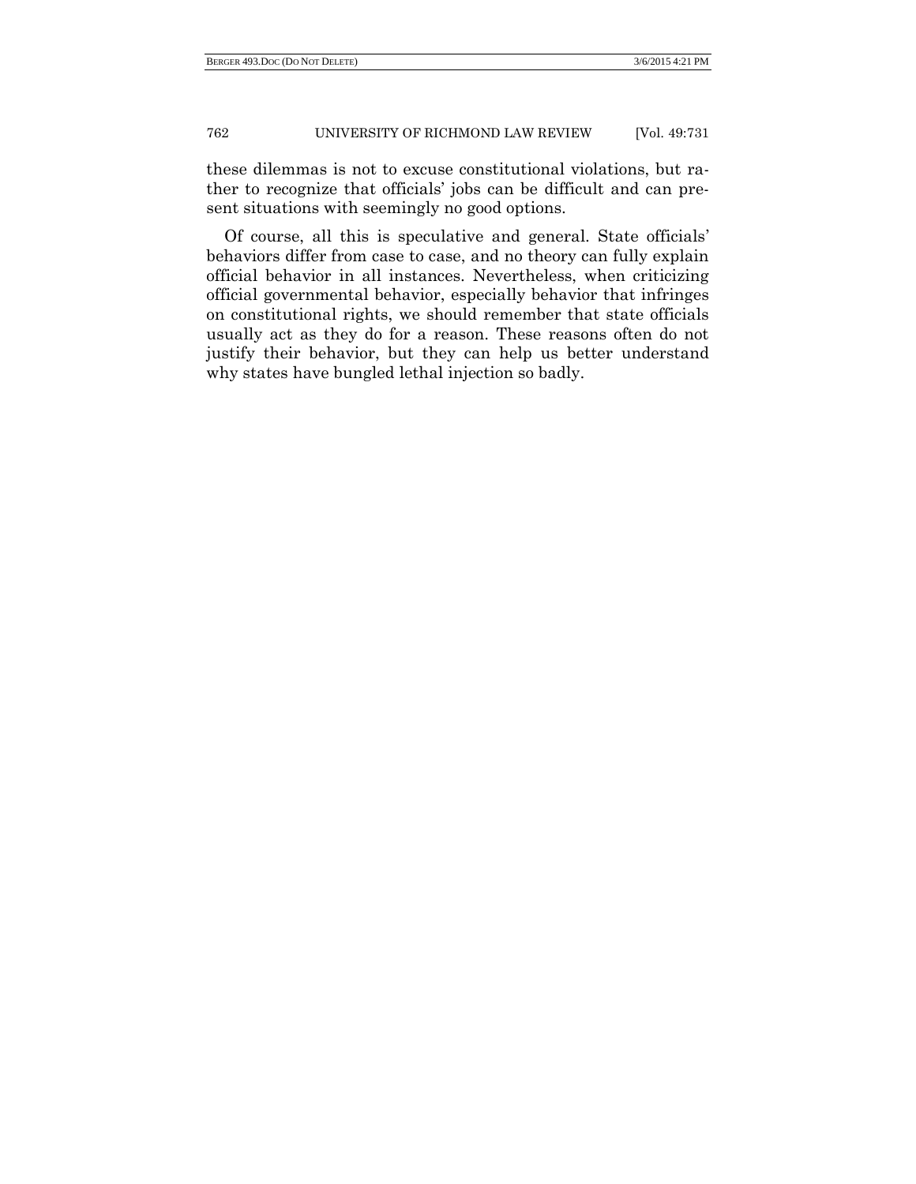these dilemmas is not to excuse constitutional violations, but rather to recognize that officials' jobs can be difficult and can present situations with seemingly no good options.

Of course, all this is speculative and general. State officials' behaviors differ from case to case, and no theory can fully explain official behavior in all instances. Nevertheless, when criticizing official governmental behavior, especially behavior that infringes on constitutional rights, we should remember that state officials usually act as they do for a reason. These reasons often do not justify their behavior, but they can help us better understand why states have bungled lethal injection so badly.